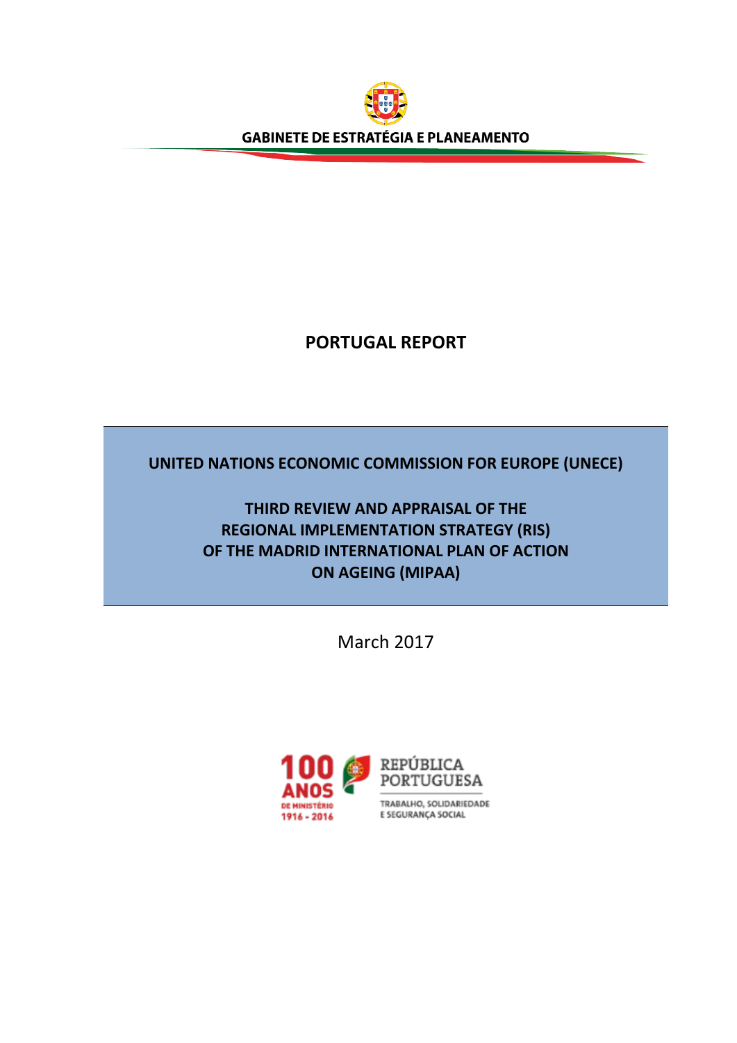GABINETE DE ESTRATÉGIA E PLANEAMENTO

# PORTUGAL REPORT

## UNITED NATIONS ECONOMIC COMMISSION FOR EUROPE (UNECE)

## THIRD REVIEW AND APPRAISAL OF THE REGIONAL IMPLEMENTATION STRATEGY (RIS) OF THE MADRID INTERNATIONAL PLAN OF ACTION ON AGEING (MIPAA)

March 2017

100 ANOS DE MINISTÉRIO 1916 - 2016

REPÚBLICA PORTUGUESA

TRABALHO, SOLIDARIEDADE E SEGURANÇA SOCIAL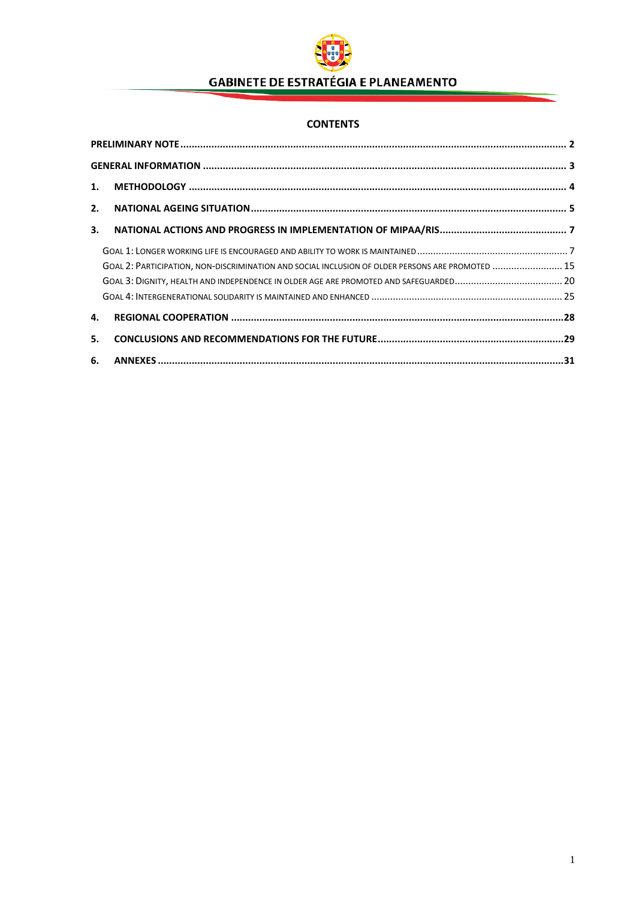## CONTENTS

PRELIMINARY NOTE ........ 2

GENERAL INFORMATION ........ 3

1. METHODOLOGY ........ 4
2. NATIONAL AGEING SITUATION ........ 5
3. NATIONAL ACTIONS AND PROGRESS IN IMPLEMENTATION OF MIPAA/RIS ........ 7
   - GOAL 1: LONGER WORKING LIFE IS ENCOURAGED AND ABILITY TO WORK IS MAINTAINED ........ 7
   - GOAL 2: PARTICIPATION, NON-DISCRIMINATION AND SOCIAL INCLUSION OF OLDER PERSONS ARE PROMOTED ........ 15
   - GOAL 3: DIGNITY, HEALTH AND INDEPENDENCE IN OLDER AGE ARE PROMOTED AND SAFEGUARDED ........ 20
   - GOAL 4: INTERGENERATIONAL SOLIDARITY IS MAINTAINED AND ENHANCED ........ 25
4. REGIONAL COOPERATION ........ 28
5. CONCLUSIONS AND RECOMMENDATIONS FOR THE FUTURE ........ 29
6. ANNEXES ........ 31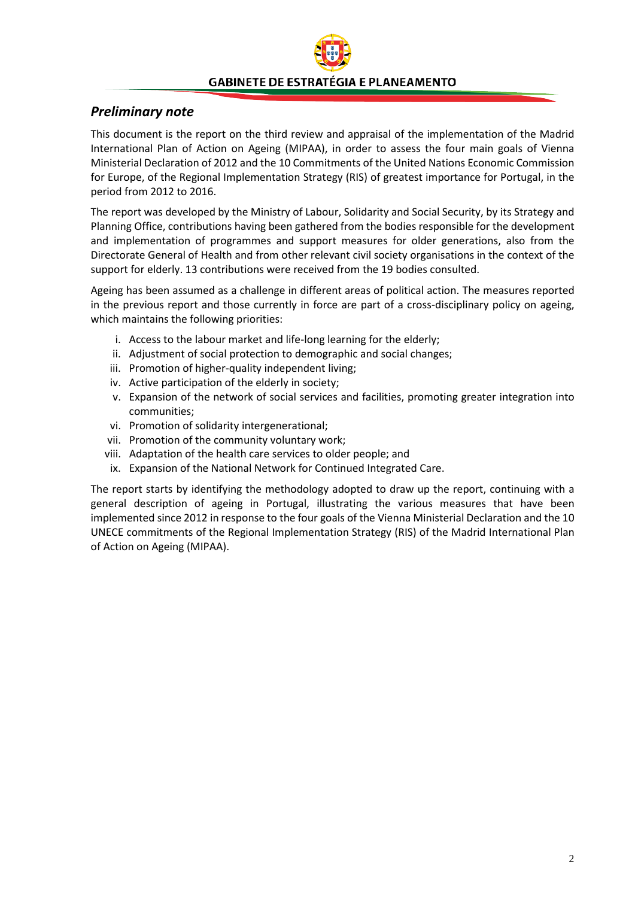## *Preliminary note*

This document is the report on the third review and appraisal of the implementation of the Madrid International Plan of Action on Ageing (MIPAA), in order to assess the four main goals of Vienna Ministerial Declaration of 2012 and the 10 Commitments of the United Nations Economic Commission for Europe, of the Regional Implementation Strategy (RIS) of greatest importance for Portugal, in the period from 2012 to 2016.

The report was developed by the Ministry of Labour, Solidarity and Social Security, by its Strategy and Planning Office, contributions having been gathered from the bodies responsible for the development and implementation of programmes and support measures for older generations, also from the Directorate General of Health and from other relevant civil society organisations in the context of the support for elderly. 13 contributions were received from the 19 bodies consulted.

Ageing has been assumed as a challenge in different areas of political action. The measures reported in the previous report and those currently in force are part of a cross-disciplinary policy on ageing, which maintains the following priorities:

i. Access to the labour market and life-long learning for the elderly;
ii. Adjustment of social protection to demographic and social changes;
iii. Promotion of higher-quality independent living;
iv. Active participation of the elderly in society;
v. Expansion of the network of social services and facilities, promoting greater integration into communities;
vi. Promotion of solidarity intergenerational;
vii. Promotion of the community voluntary work;
viii. Adaptation of the health care services to older people; and
ix. Expansion of the National Network for Continued Integrated Care.

The report starts by identifying the methodology adopted to draw up the report, continuing with a general description of ageing in Portugal, illustrating the various measures that have been implemented since 2012 in response to the four goals of the Vienna Ministerial Declaration and the 10 UNECE commitments of the Regional Implementation Strategy (RIS) of the Madrid International Plan of Action on Ageing (MIPAA).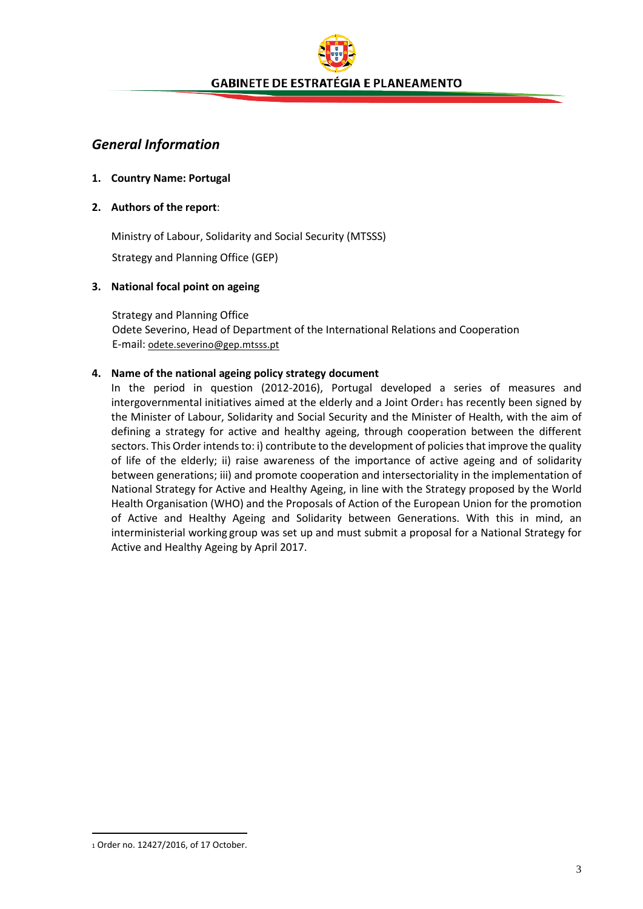## *General Information*

1. **Country Name: Portugal**

2. **Authors of the report**:

   Ministry of Labour, Solidarity and Social Security (MTSSS)

   Strategy and Planning Office (GEP)

3. **National focal point on ageing**

   Strategy and Planning Office
   Odete Severino, Head of Department of the International Relations and Cooperation
   E-mail: odete.severino@gep.mtsss.pt

4. **Name of the national ageing policy strategy document**

   In the period in question (2012-2016), Portugal developed a series of measures and intergovernmental initiatives aimed at the elderly and a Joint Order[1] has recently been signed by the Minister of Labour, Solidarity and Social Security and the Minister of Health, with the aim of defining a strategy for active and healthy ageing, through cooperation between the different sectors. This Order intends to: i) contribute to the development of policies that improve the quality of life of the elderly; ii) raise awareness of the importance of active ageing and of solidarity between generations; iii) and promote cooperation and intersectoriality in the implementation of National Strategy for Active and Healthy Ageing, in line with the Strategy proposed by the World Health Organisation (WHO) and the Proposals of Action of the European Union for the promotion of Active and Healthy Ageing and Solidarity between Generations. With this in mind, an interministerial working group was set up and must submit a proposal for a National Strategy for Active and Healthy Ageing by April 2017.

---

[1] Order no. 12427/2016, of 17 October.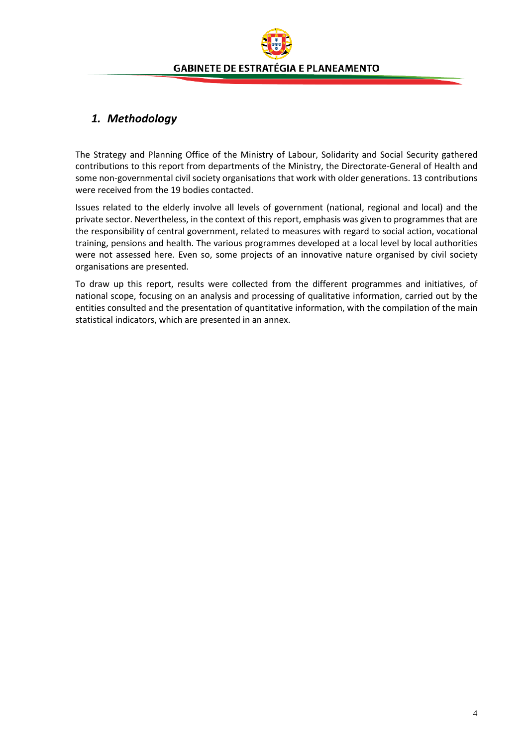## *1. Methodology*

The Strategy and Planning Office of the Ministry of Labour, Solidarity and Social Security gathered contributions to this report from departments of the Ministry, the Directorate-General of Health and some non-governmental civil society organisations that work with older generations. 13 contributions were received from the 19 bodies contacted.

Issues related to the elderly involve all levels of government (national, regional and local) and the private sector. Nevertheless, in the context of this report, emphasis was given to programmes that are the responsibility of central government, related to measures with regard to social action, vocational training, pensions and health. The various programmes developed at a local level by local authorities were not assessed here. Even so, some projects of an innovative nature organised by civil society organisations are presented.

To draw up this report, results were collected from the different programmes and initiatives, of national scope, focusing on an analysis and processing of qualitative information, carried out by the entities consulted and the presentation of quantitative information, with the compilation of the main statistical indicators, which are presented in an annex.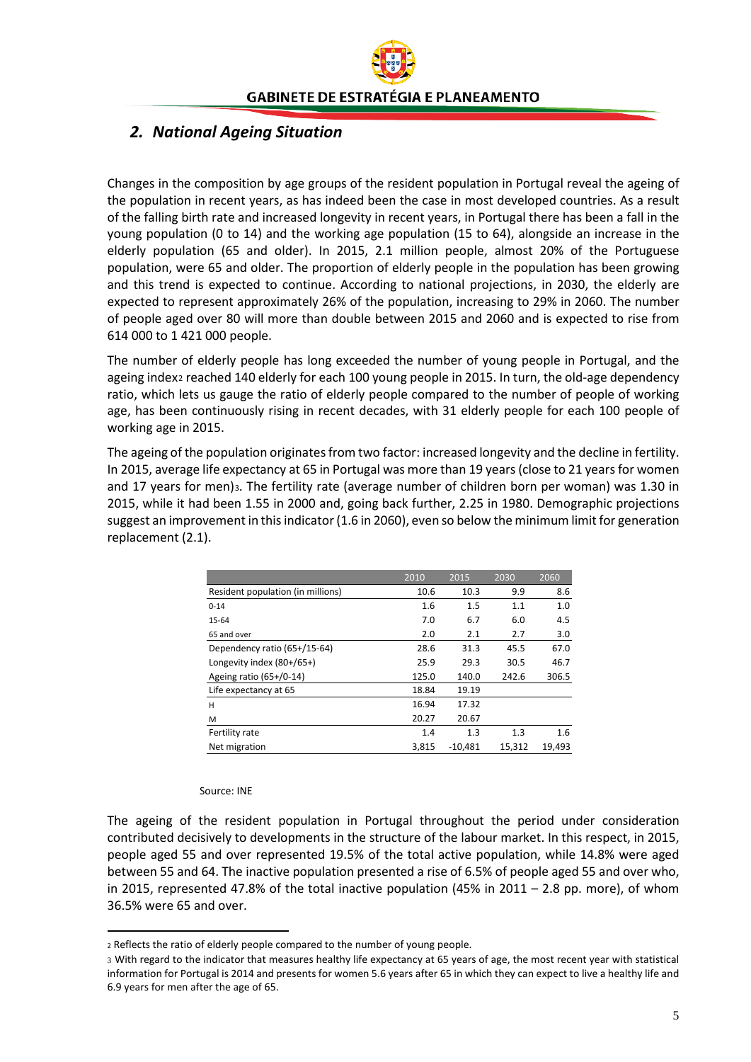## *2. National Ageing Situation*

Changes in the composition by age groups of the resident population in Portugal reveal the ageing of the population in recent years, as has indeed been the case in most developed countries. As a result of the falling birth rate and increased longevity in recent years, in Portugal there has been a fall in the young population (0 to 14) and the working age population (15 to 64), alongside an increase in the elderly population (65 and older). In 2015, 2.1 million people, almost 20% of the Portuguese population, were 65 and older. The proportion of elderly people in the population has been growing and this trend is expected to continue. According to national projections, in 2030, the elderly are expected to represent approximately 26% of the population, increasing to 29% in 2060. The number of people aged over 80 will more than double between 2015 and 2060 and is expected to rise from 614 000 to 1 421 000 people.

The number of elderly people has long exceeded the number of young people in Portugal, and the ageing index[2] reached 140 elderly for each 100 young people in 2015. In turn, the old-age dependency ratio, which lets us gauge the ratio of elderly people compared to the number of people of working age, has been continuously rising in recent decades, with 31 elderly people for each 100 people of working age in 2015.

The ageing of the population originates from two factor: increased longevity and the decline in fertility. In 2015, average life expectancy at 65 in Portugal was more than 19 years (close to 21 years for women and 17 years for men)[3]. The fertility rate (average number of children born per woman) was 1.30 in 2015, while it had been 1.55 in 2000 and, going back further, 2.25 in 1980. Demographic projections suggest an improvement in this indicator (1.6 in 2060), even so below the minimum limit for generation replacement (2.1).

| | 2010 | 2015 | 2030 | 2060 |
|---|---|---|---|---|
| Resident population (in millions) | 10.6 | 10.3 | 9.9 | 8.6 |
| 0-14 | 1.6 | 1.5 | 1.1 | 1.0 |
| 15-64 | 7.0 | 6.7 | 6.0 | 4.5 |
| 65 and over | 2.0 | 2.1 | 2.7 | 3.0 |
| Dependency ratio (65+/15-64) | 28.6 | 31.3 | 45.5 | 67.0 |
| Longevity index (80+/65+) | 25.9 | 29.3 | 30.5 | 46.7 |
| Ageing ratio (65+/0-14) | 125.0 | 140.0 | 242.6 | 306.5 |
| Life expectancy at 65 | 18.84 | 19.19 | | |
| H | 16.94 | 17.32 | | |
| M | 20.27 | 20.67 | | |
| Fertility rate | 1.4 | 1.3 | 1.3 | 1.6 |
| Net migration | 3,815 | -10,481 | 15,312 | 19,493 |

Source: INE

The ageing of the resident population in Portugal throughout the period under consideration contributed decisively to developments in the structure of the labour market. In this respect, in 2015, people aged 55 and over represented 19.5% of the total active population, while 14.8% were aged between 55 and 64. The inactive population presented a rise of 6.5% of people aged 55 and over who, in 2015, represented 47.8% of the total inactive population (45% in 2011 – 2.8 pp. more), of whom 36.5% were 65 and over.

---

[2] Reflects the ratio of elderly people compared to the number of young people.

[3] With regard to the indicator that measures healthy life expectancy at 65 years of age, the most recent year with statistical information for Portugal is 2014 and presents for women 5.6 years after 65 in which they can expect to live a healthy life and 6.9 years for men after the age of 65.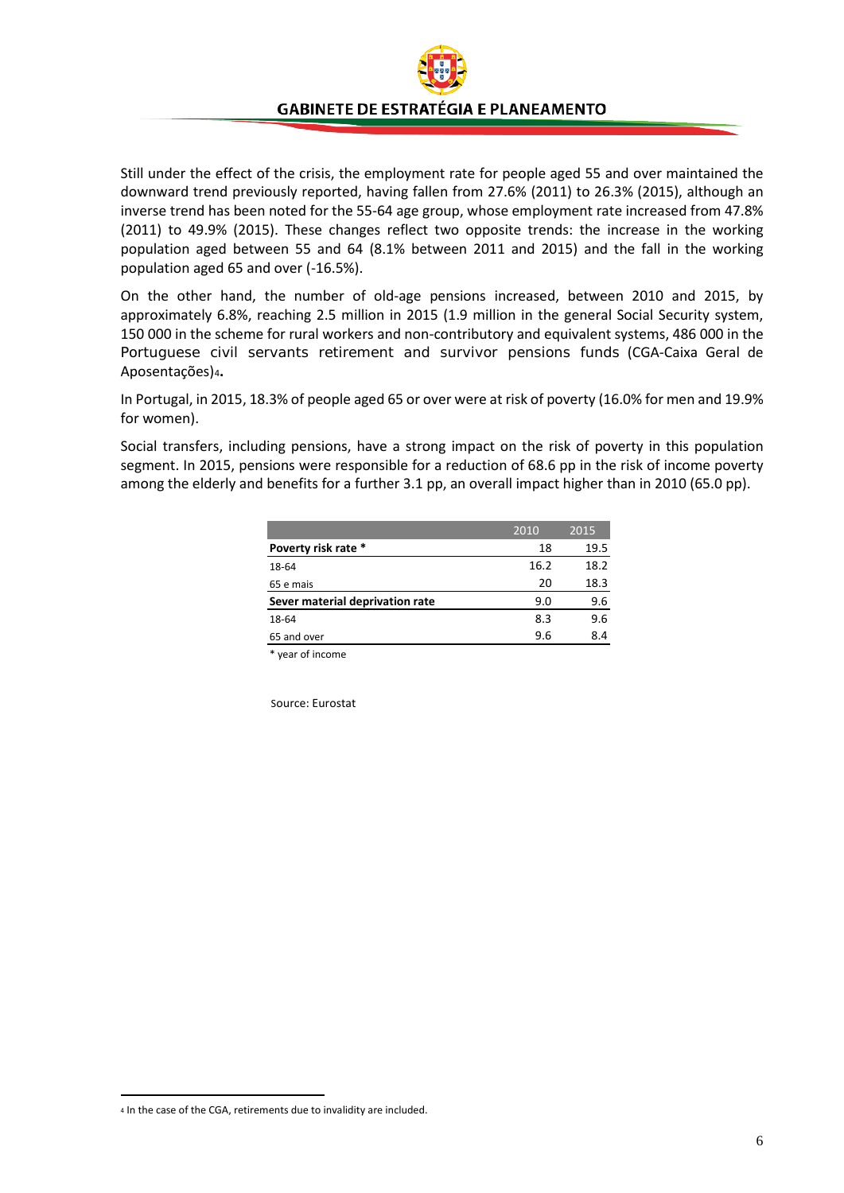Still under the effect of the crisis, the employment rate for people aged 55 and over maintained the downward trend previously reported, having fallen from 27.6% (2011) to 26.3% (2015), although an inverse trend has been noted for the 55-64 age group, whose employment rate increased from 47.8% (2011) to 49.9% (2015). These changes reflect two opposite trends: the increase in the working population aged between 55 and 64 (8.1% between 2011 and 2015) and the fall in the working population aged 65 and over (-16.5%).

On the other hand, the number of old-age pensions increased, between 2010 and 2015, by approximately 6.8%, reaching 2.5 million in 2015 (1.9 million in the general Social Security system, 150 000 in the scheme for rural workers and non-contributory and equivalent systems, 486 000 in the Portuguese civil servants retirement and survivor pensions funds (CGA-Caixa Geral de Aposentações)[4].

In Portugal, in 2015, 18.3% of people aged 65 or over were at risk of poverty (16.0% for men and 19.9% for women).

Social transfers, including pensions, have a strong impact on the risk of poverty in this population segment. In 2015, pensions were responsible for a reduction of 68.6 pp in the risk of income poverty among the elderly and benefits for a further 3.1 pp, an overall impact higher than in 2010 (65.0 pp).

| | 2010 | 2015 |
|---|---|---|
| **Poverty risk rate *** | 18 | 19.5 |
| 18-64 | 16.2 | 18.2 |
| 65 e mais | 20 | 18.3 |
| **Sever material deprivation rate** | 9.0 | 9.6 |
| 18-64 | 8.3 | 9.6 |
| 65 and over | 9.6 | 8.4 |

* year of income

Source: Eurostat

[4] In the case of the CGA, retirements due to invalidity are included.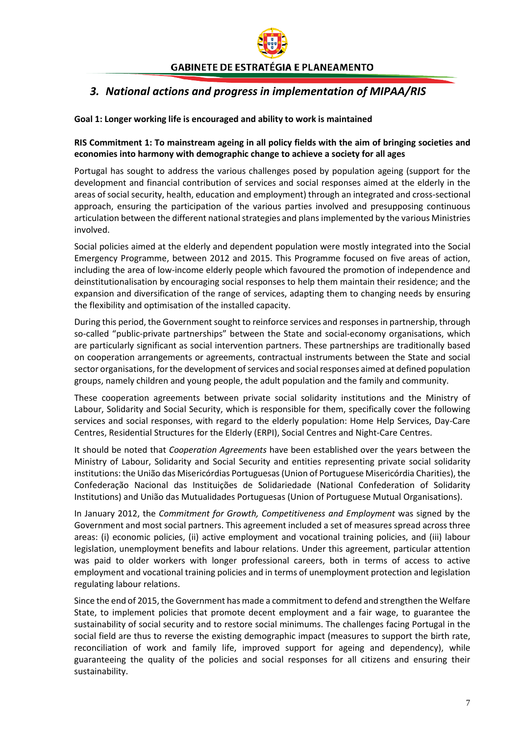## *3. National actions and progress in implementation of MIPAA/RIS*

**Goal 1: Longer working life is encouraged and ability to work is maintained**

**RIS Commitment 1: To mainstream ageing in all policy fields with the aim of bringing societies and economies into harmony with demographic change to achieve a society for all ages**

Portugal has sought to address the various challenges posed by population ageing (support for the development and financial contribution of services and social responses aimed at the elderly in the areas of social security, health, education and employment) through an integrated and cross-sectional approach, ensuring the participation of the various parties involved and presupposing continuous articulation between the different national strategies and plans implemented by the various Ministries involved.

Social policies aimed at the elderly and dependent population were mostly integrated into the Social Emergency Programme, between 2012 and 2015. This Programme focused on five areas of action, including the area of low-income elderly people which favoured the promotion of independence and deinstitutionalisation by encouraging social responses to help them maintain their residence; and the expansion and diversification of the range of services, adapting them to changing needs by ensuring the flexibility and optimisation of the installed capacity.

During this period, the Government sought to reinforce services and responses in partnership, through so-called "public-private partnerships" between the State and social-economy organisations, which are particularly significant as social intervention partners. These partnerships are traditionally based on cooperation arrangements or agreements, contractual instruments between the State and social sector organisations, for the development of services and social responses aimed at defined population groups, namely children and young people, the adult population and the family and community.

These cooperation agreements between private social solidarity institutions and the Ministry of Labour, Solidarity and Social Security, which is responsible for them, specifically cover the following services and social responses, with regard to the elderly population: Home Help Services, Day-Care Centres, Residential Structures for the Elderly (ERPI), Social Centres and Night-Care Centres.

It should be noted that *Cooperation Agreements* have been established over the years between the Ministry of Labour, Solidarity and Social Security and entities representing private social solidarity institutions: the União das Misericórdias Portuguesas (Union of Portuguese Misericórdia Charities), the Confederação Nacional das Instituições de Solidariedade (National Confederation of Solidarity Institutions) and União das Mutualidades Portuguesas (Union of Portuguese Mutual Organisations).

In January 2012, the *Commitment for Growth, Competitiveness and Employment* was signed by the Government and most social partners. This agreement included a set of measures spread across three areas: (i) economic policies, (ii) active employment and vocational training policies, and (iii) labour legislation, unemployment benefits and labour relations. Under this agreement, particular attention was paid to older workers with longer professional careers, both in terms of access to active employment and vocational training policies and in terms of unemployment protection and legislation regulating labour relations.

Since the end of 2015, the Government has made a commitment to defend and strengthen the Welfare State, to implement policies that promote decent employment and a fair wage, to guarantee the sustainability of social security and to restore social minimums. The challenges facing Portugal in the social field are thus to reverse the existing demographic impact (measures to support the birth rate, reconciliation of work and family life, improved support for ageing and dependency), while guaranteeing the quality of the policies and social responses for all citizens and ensuring their sustainability.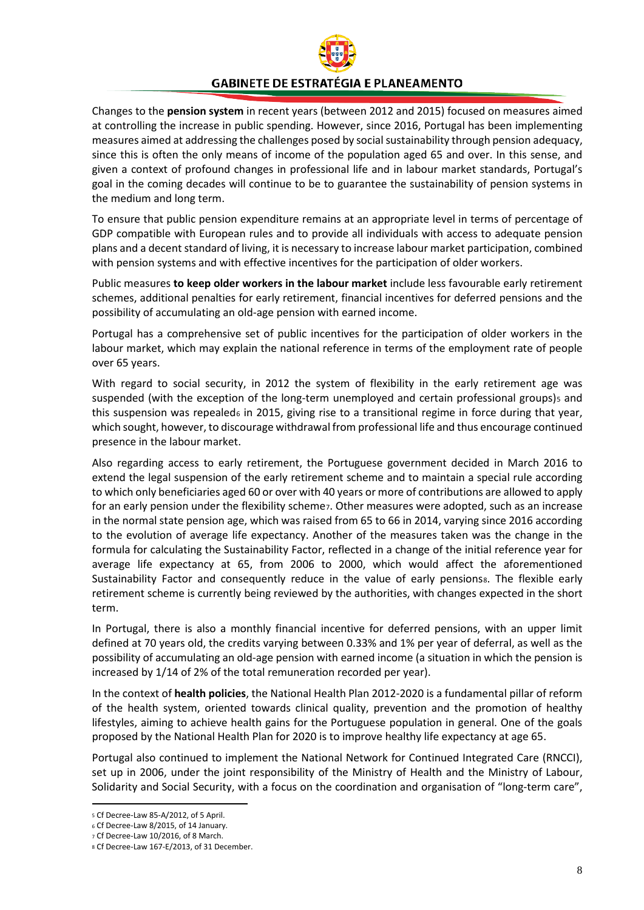Changes to the **pension system** in recent years (between 2012 and 2015) focused on measures aimed at controlling the increase in public spending. However, since 2016, Portugal has been implementing measures aimed at addressing the challenges posed by social sustainability through pension adequacy, since this is often the only means of income of the population aged 65 and over. In this sense, and given a context of profound changes in professional life and in labour market standards, Portugal's goal in the coming decades will continue to be to guarantee the sustainability of pension systems in the medium and long term.

To ensure that public pension expenditure remains at an appropriate level in terms of percentage of GDP compatible with European rules and to provide all individuals with access to adequate pension plans and a decent standard of living, it is necessary to increase labour market participation, combined with pension systems and with effective incentives for the participation of older workers.

Public measures **to keep older workers in the labour market** include less favourable early retirement schemes, additional penalties for early retirement, financial incentives for deferred pensions and the possibility of accumulating an old-age pension with earned income.

Portugal has a comprehensive set of public incentives for the participation of older workers in the labour market, which may explain the national reference in terms of the employment rate of people over 65 years.

With regard to social security, in 2012 the system of flexibility in the early retirement age was suspended (with the exception of the long-term unemployed and certain professional groups)[5] and this suspension was repealed[6] in 2015, giving rise to a transitional regime in force during that year, which sought, however, to discourage withdrawal from professional life and thus encourage continued presence in the labour market.

Also regarding access to early retirement, the Portuguese government decided in March 2016 to extend the legal suspension of the early retirement scheme and to maintain a special rule according to which only beneficiaries aged 60 or over with 40 years or more of contributions are allowed to apply for an early pension under the flexibility scheme[7]. Other measures were adopted, such as an increase in the normal state pension age, which was raised from 65 to 66 in 2014, varying since 2016 according to the evolution of average life expectancy. Another of the measures taken was the change in the formula for calculating the Sustainability Factor, reflected in a change of the initial reference year for average life expectancy at 65, from 2006 to 2000, which would affect the aforementioned Sustainability Factor and consequently reduce in the value of early pensions[8]. The flexible early retirement scheme is currently being reviewed by the authorities, with changes expected in the short term.

In Portugal, there is also a monthly financial incentive for deferred pensions, with an upper limit defined at 70 years old, the credits varying between 0.33% and 1% per year of deferral, as well as the possibility of accumulating an old-age pension with earned income (a situation in which the pension is increased by 1/14 of 2% of the total remuneration recorded per year).

In the context of **health policies**, the National Health Plan 2012-2020 is a fundamental pillar of reform of the health system, oriented towards clinical quality, prevention and the promotion of healthy lifestyles, aiming to achieve health gains for the Portuguese population in general. One of the goals proposed by the National Health Plan for 2020 is to improve healthy life expectancy at age 65.

Portugal also continued to implement the National Network for Continued Integrated Care (RNCCI), set up in 2006, under the joint responsibility of the Ministry of Health and the Ministry of Labour, Solidarity and Social Security, with a focus on the coordination and organisation of "long-term care",

[5] Cf Decree-Law 85-A/2012, of 5 April.
[6] Cf Decree-Law 8/2015, of 14 January.
[7] Cf Decree-Law 10/2016, of 8 March.
[8] Cf Decree-Law 167-E/2013, of 31 December.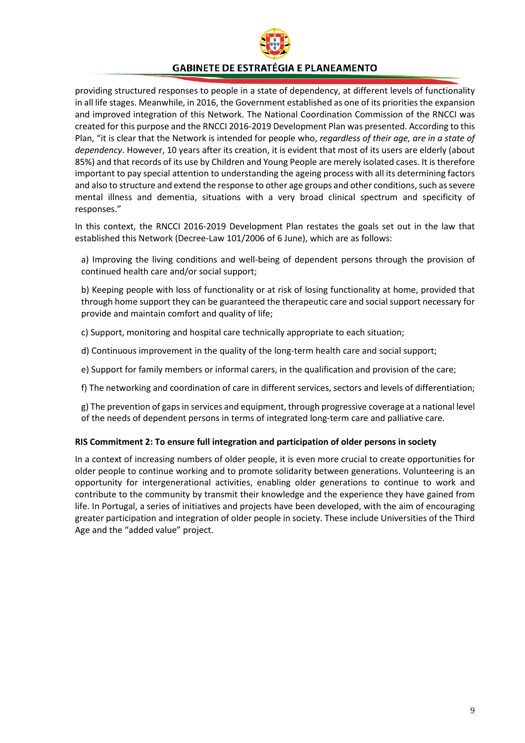providing structured responses to people in a state of dependency, at different levels of functionality in all life stages. Meanwhile, in 2016, the Government established as one of its priorities the expansion and improved integration of this Network. The National Coordination Commission of the RNCCI was created for this purpose and the RNCCI 2016-2019 Development Plan was presented. According to this Plan, "it is clear that the Network is intended for people who, *regardless of their age, are in a state of dependency*. However, 10 years after its creation, it is evident that most of its users are elderly (about 85%) and that records of its use by Children and Young People are merely isolated cases. It is therefore important to pay special attention to understanding the ageing process with all its determining factors and also to structure and extend the response to other age groups and other conditions, such as severe mental illness and dementia, situations with a very broad clinical spectrum and specificity of responses."

In this context, the RNCCI 2016-2019 Development Plan restates the goals set out in the law that established this Network (Decree-Law 101/2006 of 6 June), which are as follows:

a) Improving the living conditions and well-being of dependent persons through the provision of continued health care and/or social support;

b) Keeping people with loss of functionality or at risk of losing functionality at home, provided that through home support they can be guaranteed the therapeutic care and social support necessary for provide and maintain comfort and quality of life;

c) Support, monitoring and hospital care technically appropriate to each situation;

d) Continuous improvement in the quality of the long-term health care and social support;

e) Support for family members or informal carers, in the qualification and provision of the care;

f) The networking and coordination of care in different services, sectors and levels of differentiation;

g) The prevention of gaps in services and equipment, through progressive coverage at a national level of the needs of dependent persons in terms of integrated long-term care and palliative care.

**RIS Commitment 2: To ensure full integration and participation of older persons in society**

In a context of increasing numbers of older people, it is even more crucial to create opportunities for older people to continue working and to promote solidarity between generations. Volunteering is an opportunity for intergenerational activities, enabling older generations to continue to work and contribute to the community by transmit their knowledge and the experience they have gained from life. In Portugal, a series of initiatives and projects have been developed, with the aim of encouraging greater participation and integration of older people in society. These include Universities of the Third Age and the "added value" project.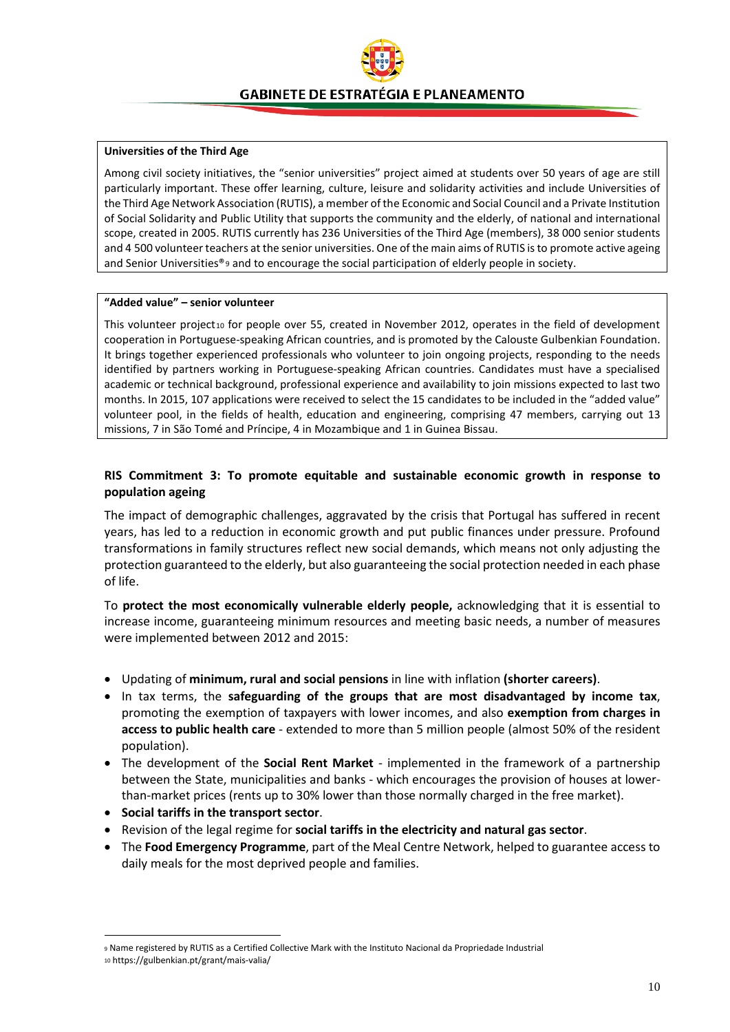**Universities of the Third Age**

Among civil society initiatives, the "senior universities" project aimed at students over 50 years of age are still particularly important. These offer learning, culture, leisure and solidarity activities and include Universities of the Third Age Network Association (RUTIS), a member of the Economic and Social Council and a Private Institution of Social Solidarity and Public Utility that supports the community and the elderly, of national and international scope, created in 2005. RUTIS currently has 236 Universities of the Third Age (members), 38 000 senior students and 4 500 volunteer teachers at the senior universities. One of the main aims of RUTIS is to promote active ageing and Senior Universities®[9] and to encourage the social participation of elderly people in society.

**"Added value" – senior volunteer**

This volunteer project[10] for people over 55, created in November 2012, operates in the field of development cooperation in Portuguese-speaking African countries, and is promoted by the Calouste Gulbenkian Foundation. It brings together experienced professionals who volunteer to join ongoing projects, responding to the needs identified by partners working in Portuguese-speaking African countries. Candidates must have a specialised academic or technical background, professional experience and availability to join missions expected to last two months. In 2015, 107 applications were received to select the 15 candidates to be included in the "added value" volunteer pool, in the fields of health, education and engineering, comprising 47 members, carrying out 13 missions, 7 in São Tomé and Príncipe, 4 in Mozambique and 1 in Guinea Bissau.

### RIS Commitment 3: To promote equitable and sustainable economic growth in response to population ageing

The impact of demographic challenges, aggravated by the crisis that Portugal has suffered in recent years, has led to a reduction in economic growth and put public finances under pressure. Profound transformations in family structures reflect new social demands, which means not only adjusting the protection guaranteed to the elderly, but also guaranteeing the social protection needed in each phase of life.

To **protect the most economically vulnerable elderly people,** acknowledging that it is essential to increase income, guaranteeing minimum resources and meeting basic needs, a number of measures were implemented between 2012 and 2015:

- Updating of **minimum, rural and social pensions** in line with inflation **(shorter careers)**.
- In tax terms, the **safeguarding of the groups that are most disadvantaged by income tax**, promoting the exemption of taxpayers with lower incomes, and also **exemption from charges in access to public health care** - extended to more than 5 million people (almost 50% of the resident population).
- The development of the **Social Rent Market** - implemented in the framework of a partnership between the State, municipalities and banks - which encourages the provision of houses at lower-than-market prices (rents up to 30% lower than those normally charged in the free market).
- **Social tariffs in the transport sector**.
- Revision of the legal regime for **social tariffs in the electricity and natural gas sector**.
- The **Food Emergency Programme**, part of the Meal Centre Network, helped to guarantee access to daily meals for the most deprived people and families.

---

[9] Name registered by RUTIS as a Certified Collective Mark with the Instituto Nacional da Propriedade Industrial

[10] https://gulbenkian.pt/grant/mais-valia/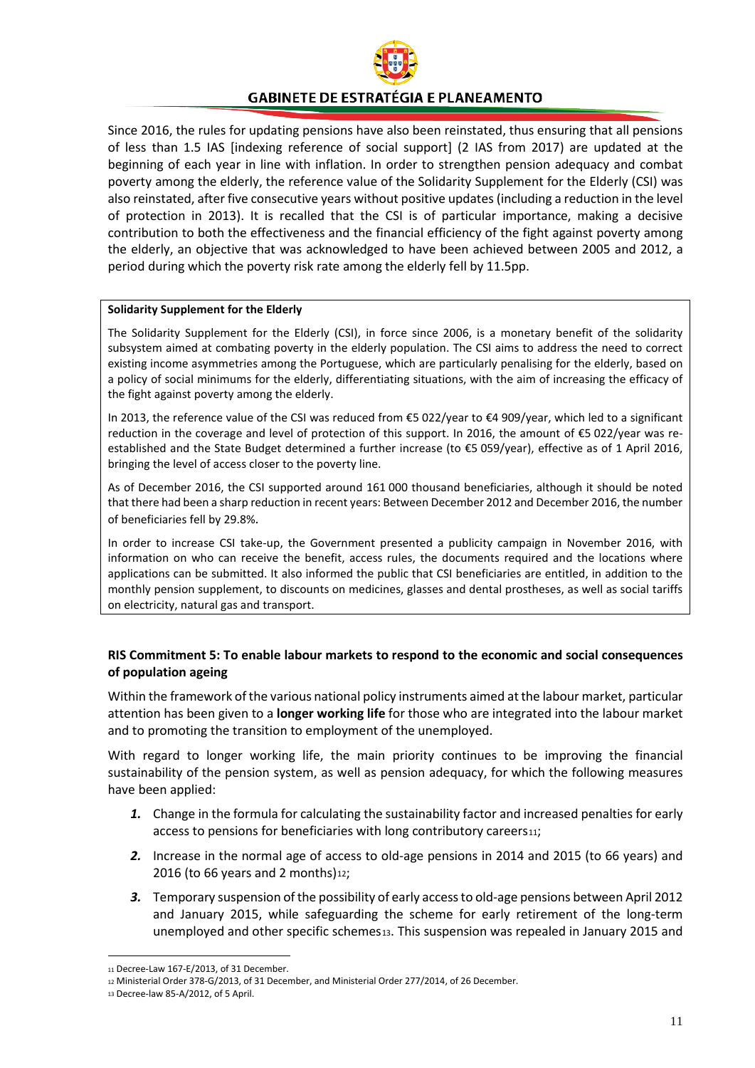Since 2016, the rules for updating pensions have also been reinstated, thus ensuring that all pensions of less than 1.5 IAS [indexing reference of social support] (2 IAS from 2017) are updated at the beginning of each year in line with inflation. In order to strengthen pension adequacy and combat poverty among the elderly, the reference value of the Solidarity Supplement for the Elderly (CSI) was also reinstated, after five consecutive years without positive updates (including a reduction in the level of protection in 2013). It is recalled that the CSI is of particular importance, making a decisive contribution to both the effectiveness and the financial efficiency of the fight against poverty among the elderly, an objective that was acknowledged to have been achieved between 2005 and 2012, a period during which the poverty risk rate among the elderly fell by 11.5pp.

**Solidarity Supplement for the Elderly**

The Solidarity Supplement for the Elderly (CSI), in force since 2006, is a monetary benefit of the solidarity subsystem aimed at combating poverty in the elderly population. The CSI aims to address the need to correct existing income asymmetries among the Portuguese, which are particularly penalising for the elderly, based on a policy of social minimums for the elderly, differentiating situations, with the aim of increasing the efficacy of the fight against poverty among the elderly.

In 2013, the reference value of the CSI was reduced from €5 022/year to €4 909/year, which led to a significant reduction in the coverage and level of protection of this support. In 2016, the amount of €5 022/year was re-established and the State Budget determined a further increase (to €5 059/year), effective as of 1 April 2016, bringing the level of access closer to the poverty line.

As of December 2016, the CSI supported around 161 000 thousand beneficiaries, although it should be noted that there had been a sharp reduction in recent years: Between December 2012 and December 2016, the number of beneficiaries fell by 29.8%.

In order to increase CSI take-up, the Government presented a publicity campaign in November 2016, with information on who can receive the benefit, access rules, the documents required and the locations where applications can be submitted. It also informed the public that CSI beneficiaries are entitled, in addition to the monthly pension supplement, to discounts on medicines, glasses and dental prostheses, as well as social tariffs on electricity, natural gas and transport.

### RIS Commitment 5: To enable labour markets to respond to the economic and social consequences of population ageing

Within the framework of the various national policy instruments aimed at the labour market, particular attention has been given to a **longer working life** for those who are integrated into the labour market and to promoting the transition to employment of the unemployed.

With regard to longer working life, the main priority continues to be improving the financial sustainability of the pension system, as well as pension adequacy, for which the following measures have been applied:

1. Change in the formula for calculating the sustainability factor and increased penalties for early access to pensions for beneficiaries with long contributory careers[11];
2. Increase in the normal age of access to old-age pensions in 2014 and 2015 (to 66 years) and 2016 (to 66 years and 2 months)[12];
3. Temporary suspension of the possibility of early access to old-age pensions between April 2012 and January 2015, while safeguarding the scheme for early retirement of the long-term unemployed and other specific schemes[13]. This suspension was repealed in January 2015 and

[11] Decree-Law 167-E/2013, of 31 December.

[12] Ministerial Order 378-G/2013, of 31 December, and Ministerial Order 277/2014, of 26 December.

[13] Decree-law 85-A/2012, of 5 April.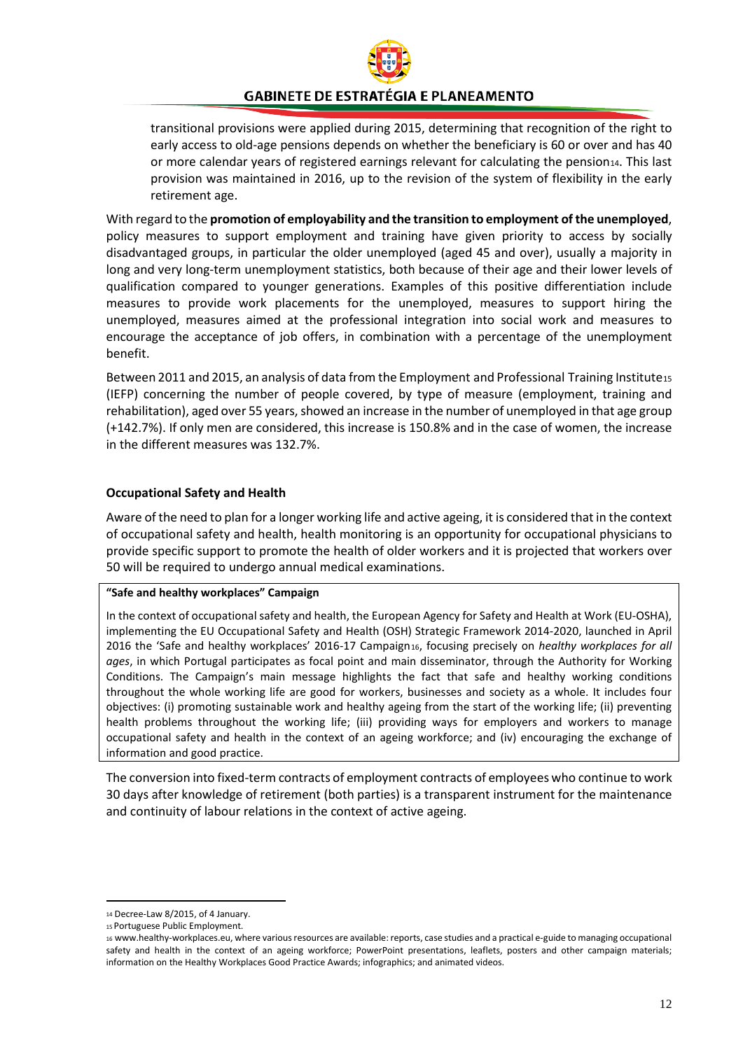transitional provisions were applied during 2015, determining that recognition of the right to early access to old-age pensions depends on whether the beneficiary is 60 or over and has 40 or more calendar years of registered earnings relevant for calculating the pension[14]. This last provision was maintained in 2016, up to the revision of the system of flexibility in the early retirement age.

With regard to the **promotion of employability and the transition to employment of the unemployed**, policy measures to support employment and training have given priority to access by socially disadvantaged groups, in particular the older unemployed (aged 45 and over), usually a majority in long and very long-term unemployment statistics, both because of their age and their lower levels of qualification compared to younger generations. Examples of this positive differentiation include measures to provide work placements for the unemployed, measures to support hiring the unemployed, measures aimed at the professional integration into social work and measures to encourage the acceptance of job offers, in combination with a percentage of the unemployment benefit.

Between 2011 and 2015, an analysis of data from the Employment and Professional Training Institute[15] (IEFP) concerning the number of people covered, by type of measure (employment, training and rehabilitation), aged over 55 years, showed an increase in the number of unemployed in that age group (+142.7%). If only men are considered, this increase is 150.8% and in the case of women, the increase in the different measures was 132.7%.

**Occupational Safety and Health**

Aware of the need to plan for a longer working life and active ageing, it is considered that in the context of occupational safety and health, health monitoring is an opportunity for occupational physicians to provide specific support to promote the health of older workers and it is projected that workers over 50 will be required to undergo annual medical examinations.

**"Safe and healthy workplaces" Campaign**

In the context of occupational safety and health, the European Agency for Safety and Health at Work (EU-OSHA), implementing the EU Occupational Safety and Health (OSH) Strategic Framework 2014-2020, launched in April 2016 the 'Safe and healthy workplaces' 2016-17 Campaign[16], focusing precisely on *healthy workplaces for all ages*, in which Portugal participates as focal point and main disseminator, through the Authority for Working Conditions. The Campaign's main message highlights the fact that safe and healthy working conditions throughout the whole working life are good for workers, businesses and society as a whole. It includes four objectives: (i) promoting sustainable work and healthy ageing from the start of the working life; (ii) preventing health problems throughout the working life; (iii) providing ways for employers and workers to manage occupational safety and health in the context of an ageing workforce; and (iv) encouraging the exchange of information and good practice.

The conversion into fixed-term contracts of employment contracts of employees who continue to work 30 days after knowledge of retirement (both parties) is a transparent instrument for the maintenance and continuity of labour relations in the context of active ageing.

---

[14] Decree-Law 8/2015, of 4 January.

[15] Portuguese Public Employment.

[16] www.healthy-workplaces.eu, where various resources are available: reports, case studies and a practical e-guide to managing occupational safety and health in the context of an ageing workforce; PowerPoint presentations, leaflets, posters and other campaign materials; information on the Healthy Workplaces Good Practice Awards; infographics; and animated videos.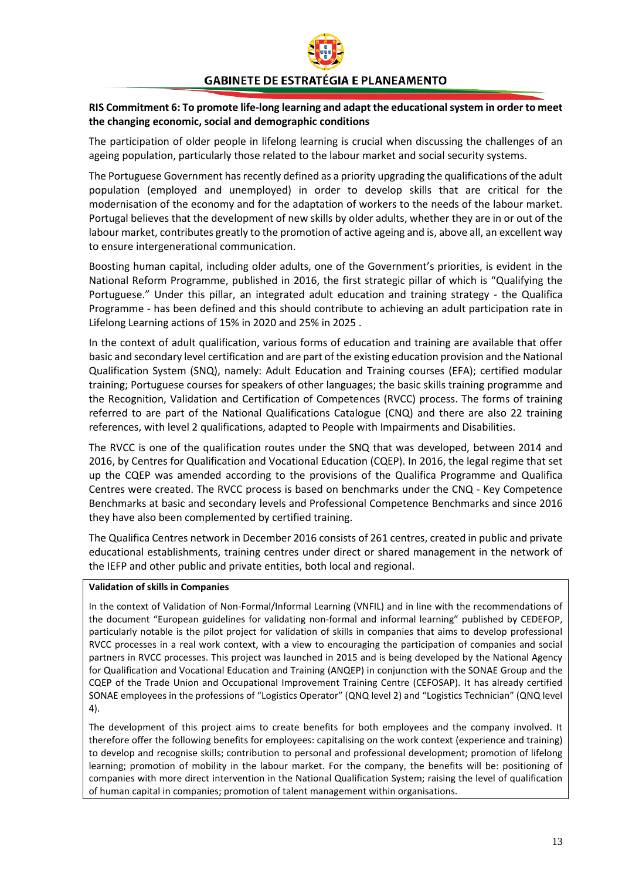**RIS Commitment 6: To promote life-long learning and adapt the educational system in order to meet the changing economic, social and demographic conditions**

The participation of older people in lifelong learning is crucial when discussing the challenges of an ageing population, particularly those related to the labour market and social security systems.

The Portuguese Government has recently defined as a priority upgrading the qualifications of the adult population (employed and unemployed) in order to develop skills that are critical for the modernisation of the economy and for the adaptation of workers to the needs of the labour market. Portugal believes that the development of new skills by older adults, whether they are in or out of the labour market, contributes greatly to the promotion of active ageing and is, above all, an excellent way to ensure intergenerational communication.

Boosting human capital, including older adults, one of the Government's priorities, is evident in the National Reform Programme, published in 2016, the first strategic pillar of which is "Qualifying the Portuguese." Under this pillar, an integrated adult education and training strategy - the Qualifica Programme - has been defined and this should contribute to achieving an adult participation rate in Lifelong Learning actions of 15% in 2020 and 25% in 2025 .

In the context of adult qualification, various forms of education and training are available that offer basic and secondary level certification and are part of the existing education provision and the National Qualification System (SNQ), namely: Adult Education and Training courses (EFA); certified modular training; Portuguese courses for speakers of other languages; the basic skills training programme and the Recognition, Validation and Certification of Competences (RVCC) process. The forms of training referred to are part of the National Qualifications Catalogue (CNQ) and there are also 22 training references, with level 2 qualifications, adapted to People with Impairments and Disabilities.

The RVCC is one of the qualification routes under the SNQ that was developed, between 2014 and 2016, by Centres for Qualification and Vocational Education (CQEP). In 2016, the legal regime that set up the CQEP was amended according to the provisions of the Qualifica Programme and Qualifica Centres were created. The RVCC process is based on benchmarks under the CNQ - Key Competence Benchmarks at basic and secondary levels and Professional Competence Benchmarks and since 2016 they have also been complemented by certified training.

The Qualifica Centres network in December 2016 consists of 261 centres, created in public and private educational establishments, training centres under direct or shared management in the network of the IEFP and other public and private entities, both local and regional.

**Validation of skills in Companies**

In the context of Validation of Non-Formal/Informal Learning (VNFIL) and in line with the recommendations of the document "European guidelines for validating non-formal and informal learning" published by CEDEFOP, particularly notable is the pilot project for validation of skills in companies that aims to develop professional RVCC processes in a real work context, with a view to encouraging the participation of companies and social partners in RVCC processes. This project was launched in 2015 and is being developed by the National Agency for Qualification and Vocational Education and Training (ANQEP) in conjunction with the SONAE Group and the CQEP of the Trade Union and Occupational Improvement Training Centre (CEFOSAP). It has already certified SONAE employees in the professions of "Logistics Operator" (QNQ level 2) and "Logistics Technician" (QNQ level 4).

The development of this project aims to create benefits for both employees and the company involved. It therefore offer the following benefits for employees: capitalising on the work context (experience and training) to develop and recognise skills; contribution to personal and professional development; promotion of lifelong learning; promotion of mobility in the labour market. For the company, the benefits will be: positioning of companies with more direct intervention in the National Qualification System; raising the level of qualification of human capital in companies; promotion of talent management within organisations.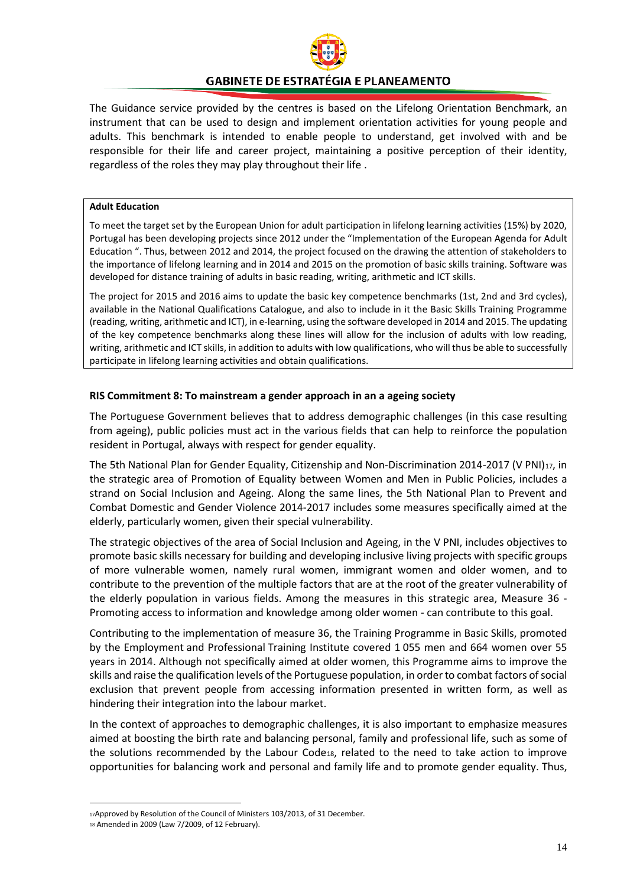The Guidance service provided by the centres is based on the Lifelong Orientation Benchmark, an instrument that can be used to design and implement orientation activities for young people and adults. This benchmark is intended to enable people to understand, get involved with and be responsible for their life and career project, maintaining a positive perception of their identity, regardless of the roles they may play throughout their life .

> **Adult Education**
>
> To meet the target set by the European Union for adult participation in lifelong learning activities (15%) by 2020, Portugal has been developing projects since 2012 under the "Implementation of the European Agenda for Adult Education ". Thus, between 2012 and 2014, the project focused on the drawing the attention of stakeholders to the importance of lifelong learning and in 2014 and 2015 on the promotion of basic skills training. Software was developed for distance training of adults in basic reading, writing, arithmetic and ICT skills.
>
> The project for 2015 and 2016 aims to update the basic key competence benchmarks (1st, 2nd and 3rd cycles), available in the National Qualifications Catalogue, and also to include in it the Basic Skills Training Programme (reading, writing, arithmetic and ICT), in e-learning, using the software developed in 2014 and 2015. The updating of the key competence benchmarks along these lines will allow for the inclusion of adults with low reading, writing, arithmetic and ICT skills, in addition to adults with low qualifications, who will thus be able to successfully participate in lifelong learning activities and obtain qualifications.

### RIS Commitment 8: To mainstream a gender approach in an a ageing society

The Portuguese Government believes that to address demographic challenges (in this case resulting from ageing), public policies must act in the various fields that can help to reinforce the population resident in Portugal, always with respect for gender equality.

The 5th National Plan for Gender Equality, Citizenship and Non-Discrimination 2014-2017 (V PNI)[17], in the strategic area of Promotion of Equality between Women and Men in Public Policies, includes a strand on Social Inclusion and Ageing. Along the same lines, the 5th National Plan to Prevent and Combat Domestic and Gender Violence 2014-2017 includes some measures specifically aimed at the elderly, particularly women, given their special vulnerability.

The strategic objectives of the area of Social Inclusion and Ageing, in the V PNI, includes objectives to promote basic skills necessary for building and developing inclusive living projects with specific groups of more vulnerable women, namely rural women, immigrant women and older women, and to contribute to the prevention of the multiple factors that are at the root of the greater vulnerability of the elderly population in various fields. Among the measures in this strategic area, Measure 36 - Promoting access to information and knowledge among older women - can contribute to this goal.

Contributing to the implementation of measure 36, the Training Programme in Basic Skills, promoted by the Employment and Professional Training Institute covered 1 055 men and 664 women over 55 years in 2014. Although not specifically aimed at older women, this Programme aims to improve the skills and raise the qualification levels of the Portuguese population, in order to combat factors of social exclusion that prevent people from accessing information presented in written form, as well as hindering their integration into the labour market.

In the context of approaches to demographic challenges, it is also important to emphasize measures aimed at boosting the birth rate and balancing personal, family and professional life, such as some of the solutions recommended by the Labour Code[18], related to the need to take action to improve opportunities for balancing work and personal and family life and to promote gender equality. Thus,

---

[17] Approved by Resolution of the Council of Ministers 103/2013, of 31 December.

[18] Amended in 2009 (Law 7/2009, of 12 February).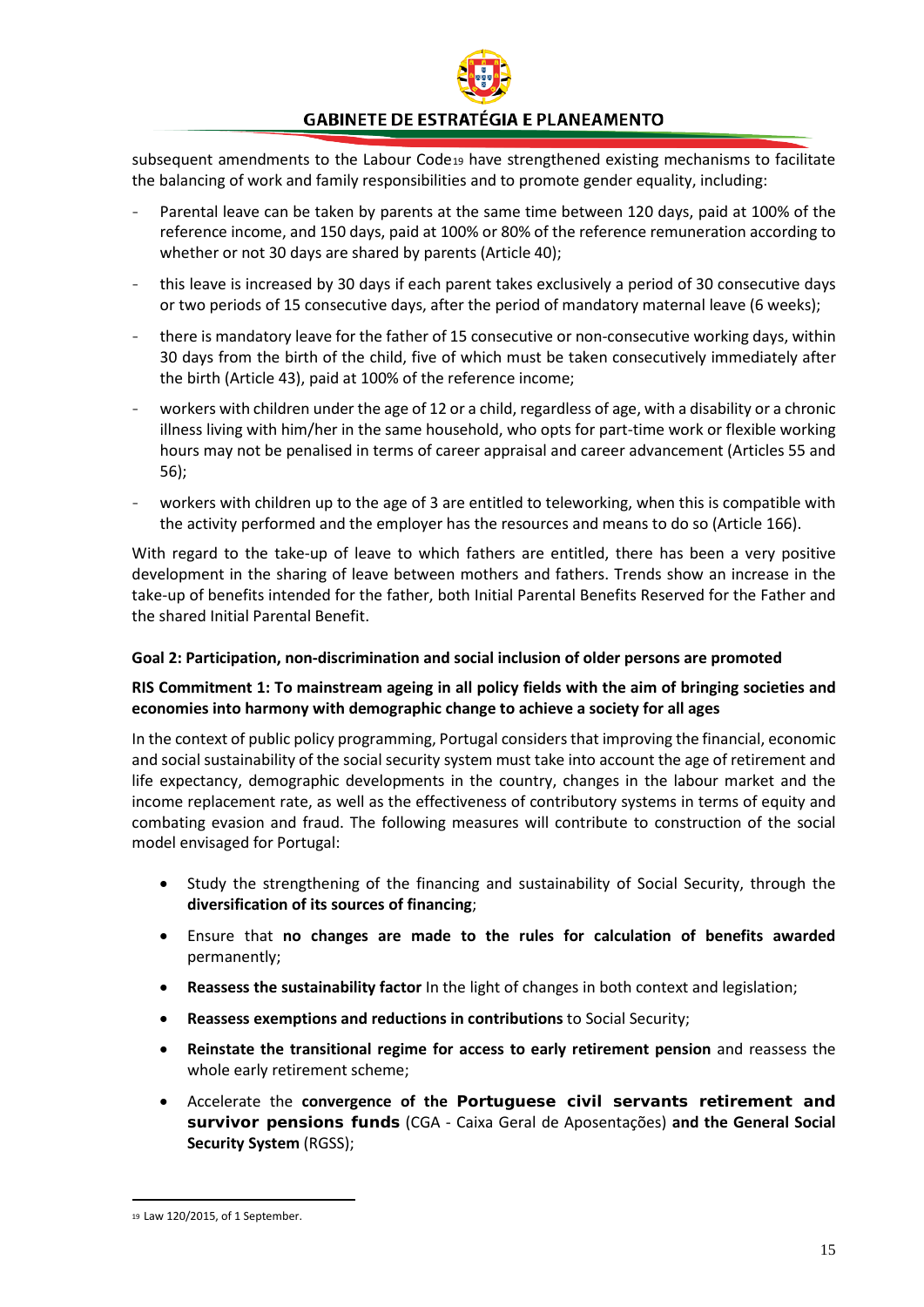subsequent amendments to the Labour Code[19] have strengthened existing mechanisms to facilitate the balancing of work and family responsibilities and to promote gender equality, including:

- Parental leave can be taken by parents at the same time between 120 days, paid at 100% of the reference income, and 150 days, paid at 100% or 80% of the reference remuneration according to whether or not 30 days are shared by parents (Article 40);
- this leave is increased by 30 days if each parent takes exclusively a period of 30 consecutive days or two periods of 15 consecutive days, after the period of mandatory maternal leave (6 weeks);
- there is mandatory leave for the father of 15 consecutive or non-consecutive working days, within 30 days from the birth of the child, five of which must be taken consecutively immediately after the birth (Article 43), paid at 100% of the reference income;
- workers with children under the age of 12 or a child, regardless of age, with a disability or a chronic illness living with him/her in the same household, who opts for part-time work or flexible working hours may not be penalised in terms of career appraisal and career advancement (Articles 55 and 56);
- workers with children up to the age of 3 are entitled to teleworking, when this is compatible with the activity performed and the employer has the resources and means to do so (Article 166).

With regard to the take-up of leave to which fathers are entitled, there has been a very positive development in the sharing of leave between mothers and fathers. Trends show an increase in the take-up of benefits intended for the father, both Initial Parental Benefits Reserved for the Father and the shared Initial Parental Benefit.

**Goal 2: Participation, non-discrimination and social inclusion of older persons are promoted**

**RIS Commitment 1: To mainstream ageing in all policy fields with the aim of bringing societies and economies into harmony with demographic change to achieve a society for all ages**

In the context of public policy programming, Portugal considers that improving the financial, economic and social sustainability of the social security system must take into account the age of retirement and life expectancy, demographic developments in the country, changes in the labour market and the income replacement rate, as well as the effectiveness of contributory systems in terms of equity and combating evasion and fraud. The following measures will contribute to construction of the social model envisaged for Portugal:

- Study the strengthening of the financing and sustainability of Social Security, through the **diversification of its sources of financing**;
- Ensure that **no changes are made to the rules for calculation of benefits awarded** permanently;
- **Reassess the sustainability factor** In the light of changes in both context and legislation;
- **Reassess exemptions and reductions in contributions** to Social Security;
- **Reinstate the transitional regime for access to early retirement pension** and reassess the whole early retirement scheme;
- Accelerate the **convergence of the Portuguese civil servants retirement and survivor pensions funds** (CGA - Caixa Geral de Aposentações) **and the General Social Security System** (RGSS);

[19] Law 120/2015, of 1 September.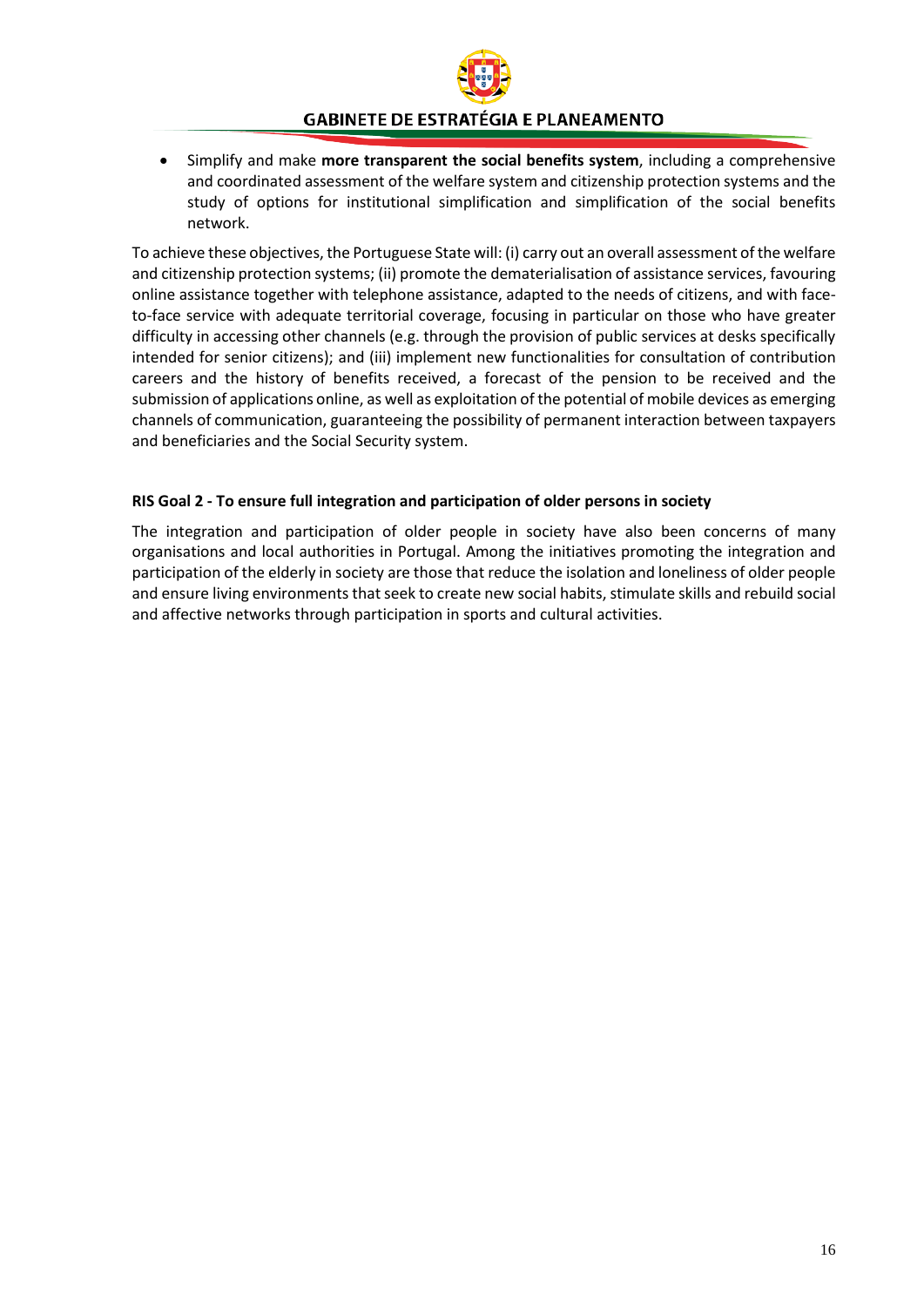- Simplify and make **more transparent the social benefits system**, including a comprehensive and coordinated assessment of the welfare system and citizenship protection systems and the study of options for institutional simplification and simplification of the social benefits network.

To achieve these objectives, the Portuguese State will: (i) carry out an overall assessment of the welfare and citizenship protection systems; (ii) promote the dematerialisation of assistance services, favouring online assistance together with telephone assistance, adapted to the needs of citizens, and with face-to-face service with adequate territorial coverage, focusing in particular on those who have greater difficulty in accessing other channels (e.g. through the provision of public services at desks specifically intended for senior citizens); and (iii) implement new functionalities for consultation of contribution careers and the history of benefits received, a forecast of the pension to be received and the submission of applications online, as well as exploitation of the potential of mobile devices as emerging channels of communication, guaranteeing the possibility of permanent interaction between taxpayers and beneficiaries and the Social Security system.

**RIS Goal 2 - To ensure full integration and participation of older persons in society**

The integration and participation of older people in society have also been concerns of many organisations and local authorities in Portugal. Among the initiatives promoting the integration and participation of the elderly in society are those that reduce the isolation and loneliness of older people and ensure living environments that seek to create new social habits, stimulate skills and rebuild social and affective networks through participation in sports and cultural activities.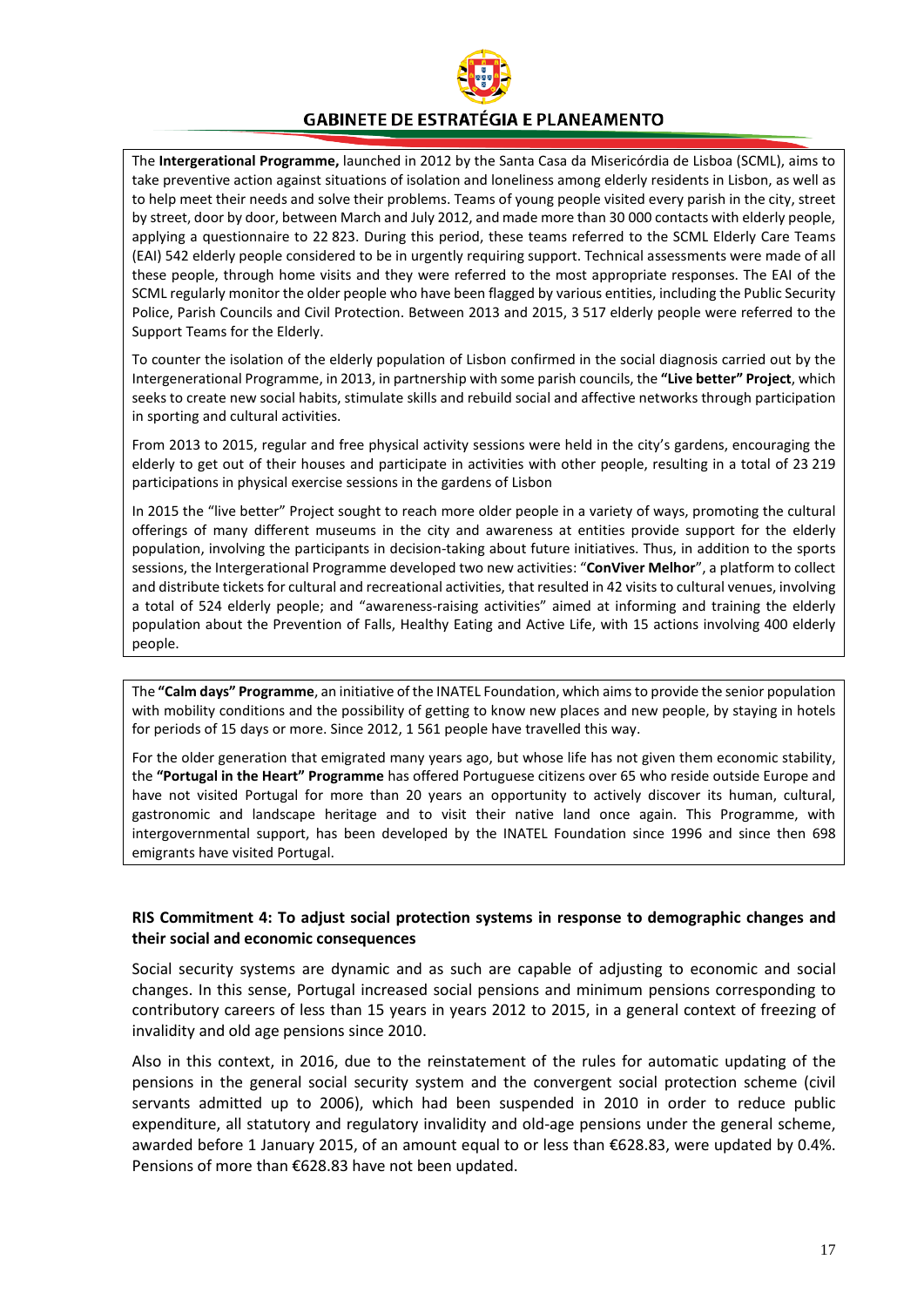The **Intergerational Programme,** launched in 2012 by the Santa Casa da Misericórdia de Lisboa (SCML), aims to take preventive action against situations of isolation and loneliness among elderly residents in Lisbon, as well as to help meet their needs and solve their problems. Teams of young people visited every parish in the city, street by street, door by door, between March and July 2012, and made more than 30 000 contacts with elderly people, applying a questionnaire to 22 823. During this period, these teams referred to the SCML Elderly Care Teams (EAI) 542 elderly people considered to be in urgently requiring support. Technical assessments were made of all these people, through home visits and they were referred to the most appropriate responses. The EAI of the SCML regularly monitor the older people who have been flagged by various entities, including the Public Security Police, Parish Councils and Civil Protection. Between 2013 and 2015, 3 517 elderly people were referred to the Support Teams for the Elderly.

To counter the isolation of the elderly population of Lisbon confirmed in the social diagnosis carried out by the Intergenerational Programme, in 2013, in partnership with some parish councils, the **"Live better" Project**, which seeks to create new social habits, stimulate skills and rebuild social and affective networks through participation in sporting and cultural activities.

From 2013 to 2015, regular and free physical activity sessions were held in the city's gardens, encouraging the elderly to get out of their houses and participate in activities with other people, resulting in a total of 23 219 participations in physical exercise sessions in the gardens of Lisbon

In 2015 the "live better" Project sought to reach more older people in a variety of ways, promoting the cultural offerings of many different museums in the city and awareness at entities provide support for the elderly population, involving the participants in decision-taking about future initiatives. Thus, in addition to the sports sessions, the Intergerational Programme developed two new activities: "**ConViver Melhor**", a platform to collect and distribute tickets for cultural and recreational activities, that resulted in 42 visits to cultural venues, involving a total of 524 elderly people; and "awareness-raising activities" aimed at informing and training the elderly population about the Prevention of Falls, Healthy Eating and Active Life, with 15 actions involving 400 elderly people.

The **"Calm days" Programme**, an initiative of the INATEL Foundation, which aims to provide the senior population with mobility conditions and the possibility of getting to know new places and new people, by staying in hotels for periods of 15 days or more. Since 2012, 1 561 people have travelled this way.

For the older generation that emigrated many years ago, but whose life has not given them economic stability, the **"Portugal in the Heart" Programme** has offered Portuguese citizens over 65 who reside outside Europe and have not visited Portugal for more than 20 years an opportunity to actively discover its human, cultural, gastronomic and landscape heritage and to visit their native land once again. This Programme, with intergovernmental support, has been developed by the INATEL Foundation since 1996 and since then 698 emigrants have visited Portugal.

### RIS Commitment 4: To adjust social protection systems in response to demographic changes and their social and economic consequences

Social security systems are dynamic and as such are capable of adjusting to economic and social changes. In this sense, Portugal increased social pensions and minimum pensions corresponding to contributory careers of less than 15 years in years 2012 to 2015, in a general context of freezing of invalidity and old age pensions since 2010.

Also in this context, in 2016, due to the reinstatement of the rules for automatic updating of the pensions in the general social security system and the convergent social protection scheme (civil servants admitted up to 2006), which had been suspended in 2010 in order to reduce public expenditure, all statutory and regulatory invalidity and old-age pensions under the general scheme, awarded before 1 January 2015, of an amount equal to or less than €628.83, were updated by 0.4%. Pensions of more than €628.83 have not been updated.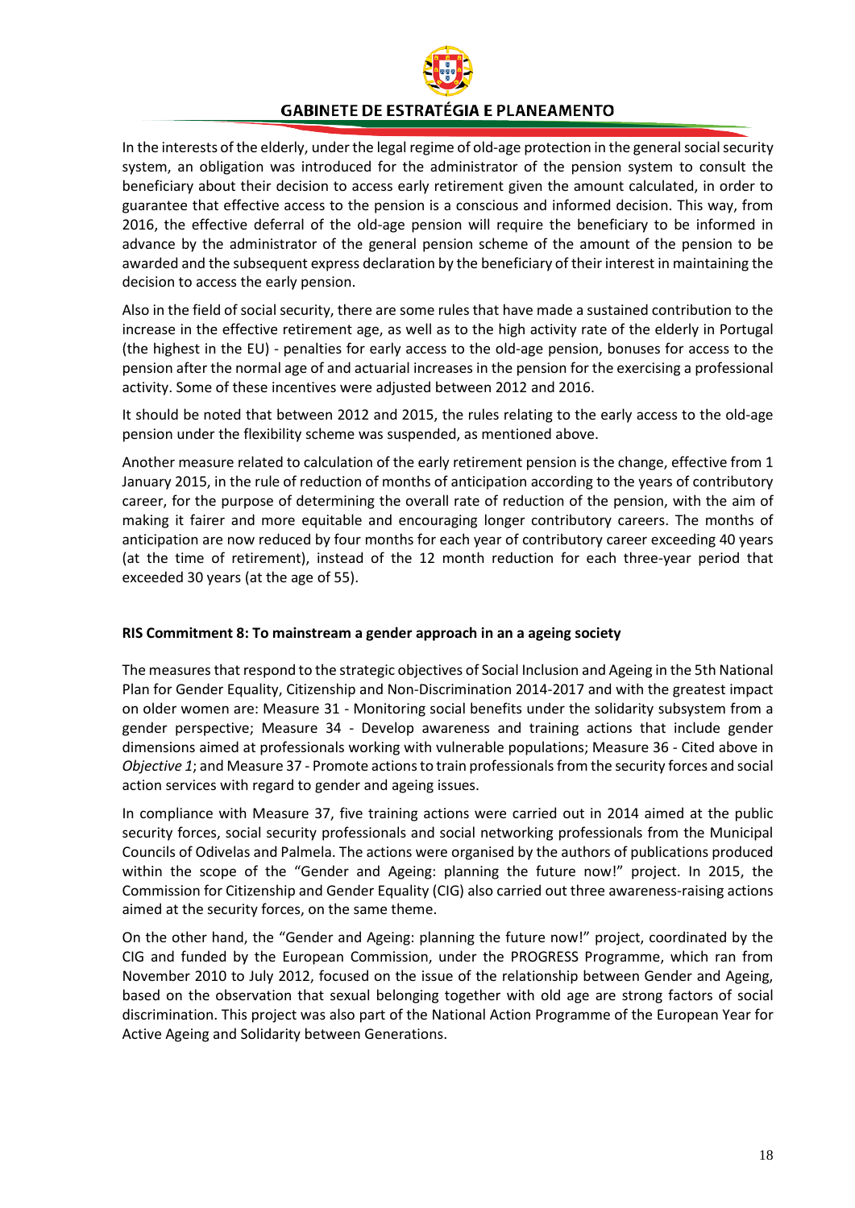In the interests of the elderly, under the legal regime of old-age protection in the general social security system, an obligation was introduced for the administrator of the pension system to consult the beneficiary about their decision to access early retirement given the amount calculated, in order to guarantee that effective access to the pension is a conscious and informed decision. This way, from 2016, the effective deferral of the old-age pension will require the beneficiary to be informed in advance by the administrator of the general pension scheme of the amount of the pension to be awarded and the subsequent express declaration by the beneficiary of their interest in maintaining the decision to access the early pension.

Also in the field of social security, there are some rules that have made a sustained contribution to the increase in the effective retirement age, as well as to the high activity rate of the elderly in Portugal (the highest in the EU) - penalties for early access to the old-age pension, bonuses for access to the pension after the normal age of and actuarial increases in the pension for the exercising a professional activity. Some of these incentives were adjusted between 2012 and 2016.

It should be noted that between 2012 and 2015, the rules relating to the early access to the old-age pension under the flexibility scheme was suspended, as mentioned above.

Another measure related to calculation of the early retirement pension is the change, effective from 1 January 2015, in the rule of reduction of months of anticipation according to the years of contributory career, for the purpose of determining the overall rate of reduction of the pension, with the aim of making it fairer and more equitable and encouraging longer contributory careers. The months of anticipation are now reduced by four months for each year of contributory career exceeding 40 years (at the time of retirement), instead of the 12 month reduction for each three-year period that exceeded 30 years (at the age of 55).

**RIS Commitment 8: To mainstream a gender approach in an a ageing society**

The measures that respond to the strategic objectives of Social Inclusion and Ageing in the 5th National Plan for Gender Equality, Citizenship and Non-Discrimination 2014-2017 and with the greatest impact on older women are: Measure 31 - Monitoring social benefits under the solidarity subsystem from a gender perspective; Measure 34 - Develop awareness and training actions that include gender dimensions aimed at professionals working with vulnerable populations; Measure 36 - Cited above in *Objective 1*; and Measure 37 - Promote actions to train professionals from the security forces and social action services with regard to gender and ageing issues.

In compliance with Measure 37, five training actions were carried out in 2014 aimed at the public security forces, social security professionals and social networking professionals from the Municipal Councils of Odivelas and Palmela. The actions were organised by the authors of publications produced within the scope of the "Gender and Ageing: planning the future now!" project. In 2015, the Commission for Citizenship and Gender Equality (CIG) also carried out three awareness-raising actions aimed at the security forces, on the same theme.

On the other hand, the "Gender and Ageing: planning the future now!" project, coordinated by the CIG and funded by the European Commission, under the PROGRESS Programme, which ran from November 2010 to July 2012, focused on the issue of the relationship between Gender and Ageing, based on the observation that sexual belonging together with old age are strong factors of social discrimination. This project was also part of the National Action Programme of the European Year for Active Ageing and Solidarity between Generations.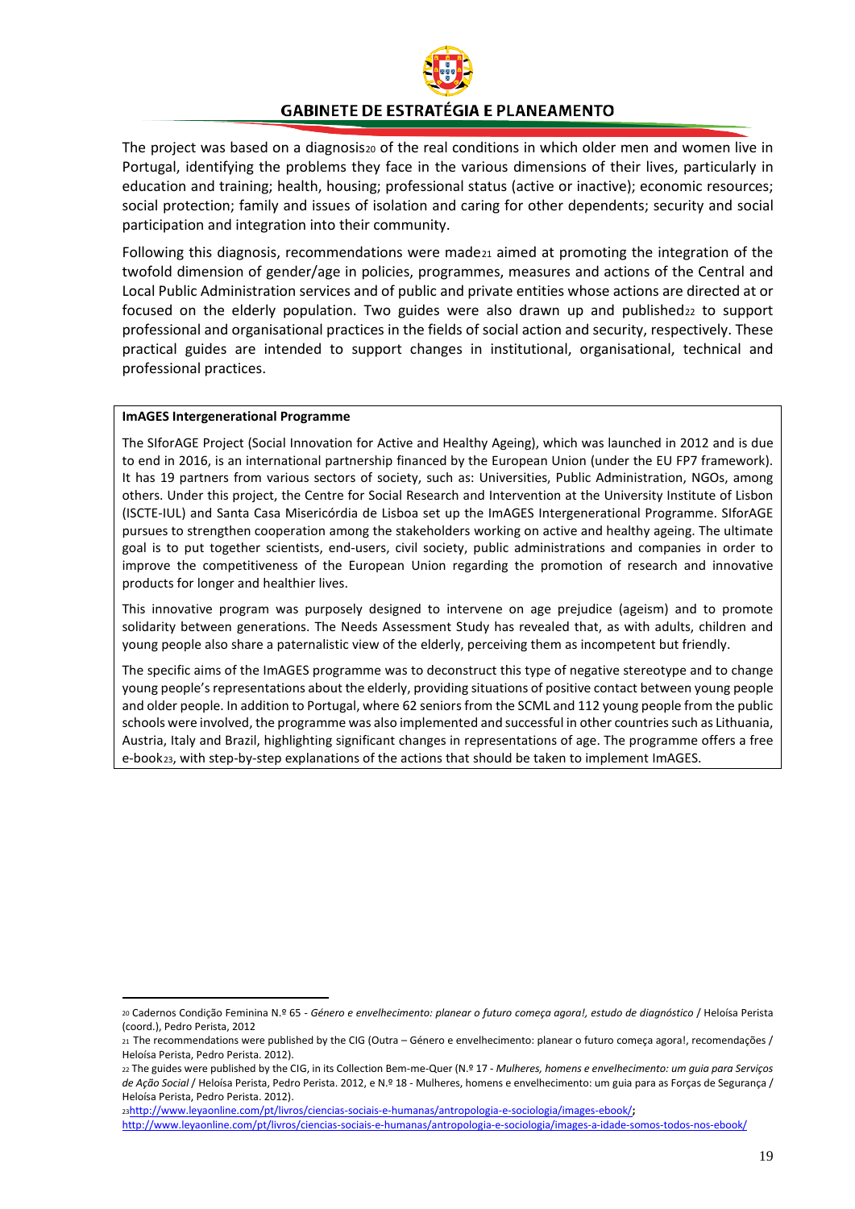The project was based on a diagnosis[20] of the real conditions in which older men and women live in Portugal, identifying the problems they face in the various dimensions of their lives, particularly in education and training; health, housing; professional status (active or inactive); economic resources; social protection; family and issues of isolation and caring for other dependents; security and social participation and integration into their community.

Following this diagnosis, recommendations were made[21] aimed at promoting the integration of the twofold dimension of gender/age in policies, programmes, measures and actions of the Central and Local Public Administration services and of public and private entities whose actions are directed at or focused on the elderly population. Two guides were also drawn up and published[22] to support professional and organisational practices in the fields of social action and security, respectively. These practical guides are intended to support changes in institutional, organisational, technical and professional practices.

**ImAGES Intergenerational Programme**

The SIforAGE Project (Social Innovation for Active and Healthy Ageing), which was launched in 2012 and is due to end in 2016, is an international partnership financed by the European Union (under the EU FP7 framework). It has 19 partners from various sectors of society, such as: Universities, Public Administration, NGOs, among others. Under this project, the Centre for Social Research and Intervention at the University Institute of Lisbon (ISCTE-IUL) and Santa Casa Misericórdia de Lisboa set up the ImAGES Intergenerational Programme. SIforAGE pursues to strengthen cooperation among the stakeholders working on active and healthy ageing. The ultimate goal is to put together scientists, end-users, civil society, public administrations and companies in order to improve the competitiveness of the European Union regarding the promotion of research and innovative products for longer and healthier lives.

This innovative program was purposely designed to intervene on age prejudice (ageism) and to promote solidarity between generations. The Needs Assessment Study has revealed that, as with adults, children and young people also share a paternalistic view of the elderly, perceiving them as incompetent but friendly.

The specific aims of the ImAGES programme was to deconstruct this type of negative stereotype and to change young people's representations about the elderly, providing situations of positive contact between young people and older people. In addition to Portugal, where 62 seniors from the SCML and 112 young people from the public schools were involved, the programme was also implemented and successful in other countries such as Lithuania, Austria, Italy and Brazil, highlighting significant changes in representations of age. The programme offers a free e-book[23], with step-by-step explanations of the actions that should be taken to implement ImAGES.

---

[20] Cadernos Condição Feminina N.º 65 - *Género e envelhecimento: planear o futuro começa agora!, estudo de diagnóstico* / Heloísa Perista (coord.), Pedro Perista, 2012

[21] The recommendations were published by the CIG (Outra – Género e envelhecimento: planear o futuro começa agora!, recomendações / Heloísa Perista, Pedro Perista. 2012).

[22] The guides were published by the CIG, in its Collection Bem-me-Quer (N.º 17 - *Mulheres, homens e envelhecimento: um guia para Serviços de Ação Social* / Heloísa Perista, Pedro Perista. 2012, e N.º 18 - Mulheres, homens e envelhecimento: um guia para as Forças de Segurança / Heloísa Perista, Pedro Perista. 2012).

[23] http://www.leyaonline.com/pt/livros/ciencias-sociais-e-humanas/antropologia-e-sociologia/images-ebook/; http://www.leyaonline.com/pt/livros/ciencias-sociais-e-humanas/antropologia-e-sociologia/images-a-idade-somos-todos-nos-ebook/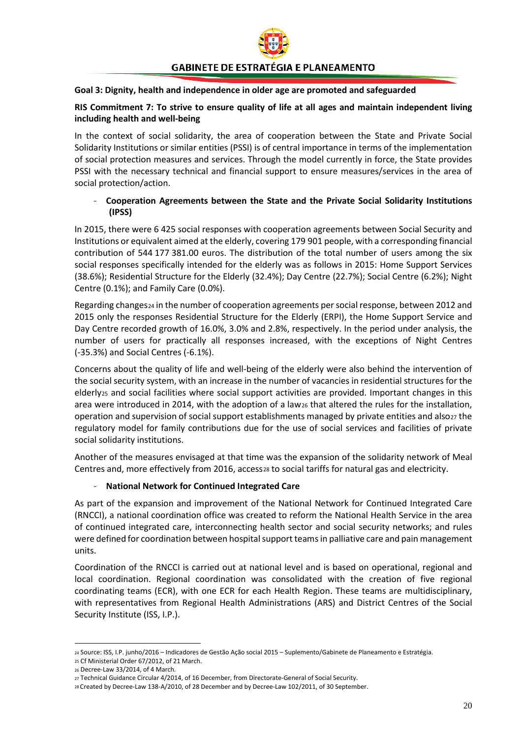**Goal 3: Dignity, health and independence in older age are promoted and safeguarded**

**RIS Commitment 7: To strive to ensure quality of life at all ages and maintain independent living including health and well-being**

In the context of social solidarity, the area of cooperation between the State and Private Social Solidarity Institutions or similar entities (PSSI) is of central importance in terms of the implementation of social protection measures and services. Through the model currently in force, the State provides PSSI with the necessary technical and financial support to ensure measures/services in the area of social protection/action.

- **Cooperation Agreements between the State and the Private Social Solidarity Institutions (IPSS)**

In 2015, there were 6 425 social responses with cooperation agreements between Social Security and Institutions or equivalent aimed at the elderly, covering 179 901 people, with a corresponding financial contribution of 544 177 381.00 euros. The distribution of the total number of users among the six social responses specifically intended for the elderly was as follows in 2015: Home Support Services (38.6%); Residential Structure for the Elderly (32.4%); Day Centre (22.7%); Social Centre (6.2%); Night Centre (0.1%); and Family Care (0.0%).

Regarding changes[24] in the number of cooperation agreements per social response, between 2012 and 2015 only the responses Residential Structure for the Elderly (ERPI), the Home Support Service and Day Centre recorded growth of 16.0%, 3.0% and 2.8%, respectively. In the period under analysis, the number of users for practically all responses increased, with the exceptions of Night Centres (-35.3%) and Social Centres (-6.1%).

Concerns about the quality of life and well-being of the elderly were also behind the intervention of the social security system, with an increase in the number of vacancies in residential structures for the elderly[25] and social facilities where social support activities are provided. Important changes in this area were introduced in 2014, with the adoption of a law[26] that altered the rules for the installation, operation and supervision of social support establishments managed by private entities and also[27] the regulatory model for family contributions due for the use of social services and facilities of private social solidarity institutions.

Another of the measures envisaged at that time was the expansion of the solidarity network of Meal Centres and, more effectively from 2016, access[28] to social tariffs for natural gas and electricity.

- **National Network for Continued Integrated Care**

As part of the expansion and improvement of the National Network for Continued Integrated Care (RNCCI), a national coordination office was created to reform the National Health Service in the area of continued integrated care, interconnecting health sector and social security networks; and rules were defined for coordination between hospital support teams in palliative care and pain management units.

Coordination of the RNCCI is carried out at national level and is based on operational, regional and local coordination. Regional coordination was consolidated with the creation of five regional coordinating teams (ECR), with one ECR for each Health Region. These teams are multidisciplinary, with representatives from Regional Health Administrations (ARS) and District Centres of the Social Security Institute (ISS, I.P.).

---

[24] Source: ISS, I.P. junho/2016 – Indicadores de Gestão Ação social 2015 – Suplemento/Gabinete de Planeamento e Estratégia.

[25] Cf Ministerial Order 67/2012, of 21 March.

[26] Decree-Law 33/2014, of 4 March.

[27] Technical Guidance Circular 4/2014, of 16 December, from Directorate-General of Social Security.

[28] Created by Decree-Law 138-A/2010, of 28 December and by Decree-Law 102/2011, of 30 September.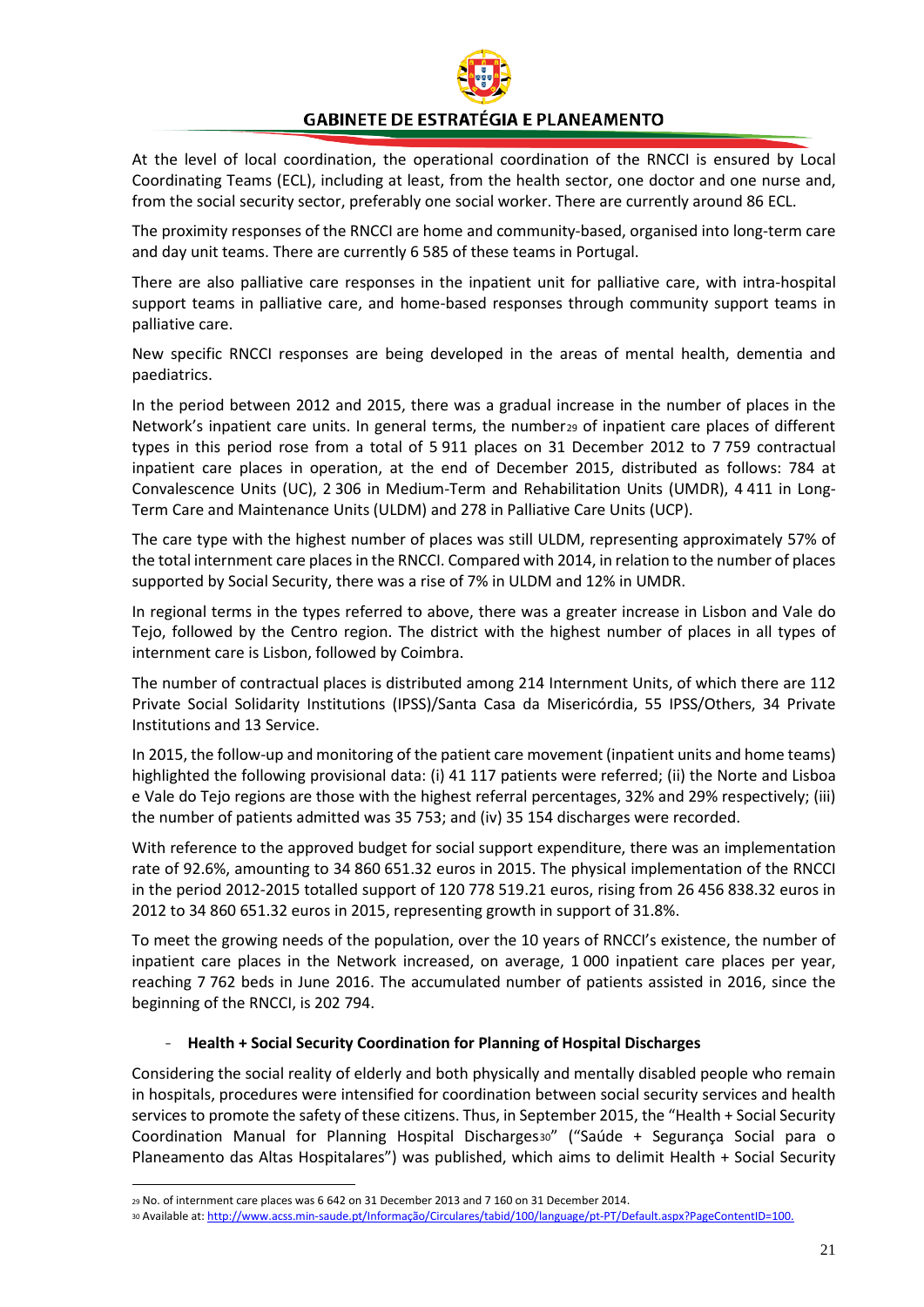At the level of local coordination, the operational coordination of the RNCCI is ensured by Local Coordinating Teams (ECL), including at least, from the health sector, one doctor and one nurse and, from the social security sector, preferably one social worker. There are currently around 86 ECL.

The proximity responses of the RNCCI are home and community-based, organised into long-term care and day unit teams. There are currently 6 585 of these teams in Portugal.

There are also palliative care responses in the inpatient unit for palliative care, with intra-hospital support teams in palliative care, and home-based responses through community support teams in palliative care.

New specific RNCCI responses are being developed in the areas of mental health, dementia and paediatrics.

In the period between 2012 and 2015, there was a gradual increase in the number of places in the Network's inpatient care units. In general terms, the number[29] of inpatient care places of different types in this period rose from a total of 5 911 places on 31 December 2012 to 7 759 contractual inpatient care places in operation, at the end of December 2015, distributed as follows: 784 at Convalescence Units (UC), 2 306 in Medium-Term and Rehabilitation Units (UMDR), 4 411 in Long-Term Care and Maintenance Units (ULDM) and 278 in Palliative Care Units (UCP).

The care type with the highest number of places was still ULDM, representing approximately 57% of the total internment care places in the RNCCI. Compared with 2014, in relation to the number of places supported by Social Security, there was a rise of 7% in ULDM and 12% in UMDR.

In regional terms in the types referred to above, there was a greater increase in Lisbon and Vale do Tejo, followed by the Centro region. The district with the highest number of places in all types of internment care is Lisbon, followed by Coimbra.

The number of contractual places is distributed among 214 Internment Units, of which there are 112 Private Social Solidarity Institutions (IPSS)/Santa Casa da Misericórdia, 55 IPSS/Others, 34 Private Institutions and 13 Service.

In 2015, the follow-up and monitoring of the patient care movement (inpatient units and home teams) highlighted the following provisional data: (i) 41 117 patients were referred; (ii) the Norte and Lisboa e Vale do Tejo regions are those with the highest referral percentages, 32% and 29% respectively; (iii) the number of patients admitted was 35 753; and (iv) 35 154 discharges were recorded.

With reference to the approved budget for social support expenditure, there was an implementation rate of 92.6%, amounting to 34 860 651.32 euros in 2015. The physical implementation of the RNCCI in the period 2012-2015 totalled support of 120 778 519.21 euros, rising from 26 456 838.32 euros in 2012 to 34 860 651.32 euros in 2015, representing growth in support of 31.8%.

To meet the growing needs of the population, over the 10 years of RNCCI's existence, the number of inpatient care places in the Network increased, on average, 1 000 inpatient care places per year, reaching 7 762 beds in June 2016. The accumulated number of patients assisted in 2016, since the beginning of the RNCCI, is 202 794.

- **Health + Social Security Coordination for Planning of Hospital Discharges**

Considering the social reality of elderly and both physically and mentally disabled people who remain in hospitals, procedures were intensified for coordination between social security services and health services to promote the safety of these citizens. Thus, in September 2015, the "Health + Social Security Coordination Manual for Planning Hospital Discharges[30]" ("Saúde + Segurança Social para o Planeamento das Altas Hospitalares") was published, which aims to delimit Health + Social Security

---

[29] No. of internment care places was 6 642 on 31 December 2013 and 7 160 on 31 December 2014.

[30] Available at: http://www.acss.min-saude.pt/Informação/Circulares/tabid/100/language/pt-PT/Default.aspx?PageContentID=100.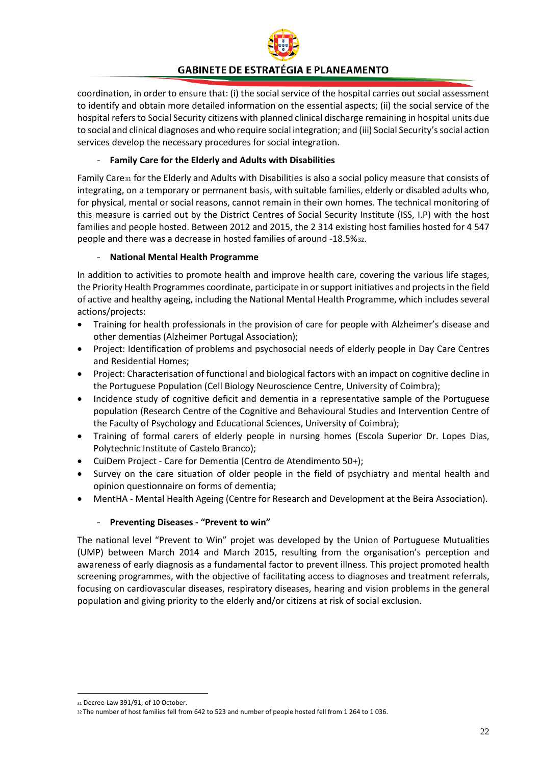coordination, in order to ensure that: (i) the social service of the hospital carries out social assessment to identify and obtain more detailed information on the essential aspects; (ii) the social service of the hospital refers to Social Security citizens with planned clinical discharge remaining in hospital units due to social and clinical diagnoses and who require social integration; and (iii) Social Security's social action services develop the necessary procedures for social integration.

- **Family Care for the Elderly and Adults with Disabilities**

Family Care[31] for the Elderly and Adults with Disabilities is also a social policy measure that consists of integrating, on a temporary or permanent basis, with suitable families, elderly or disabled adults who, for physical, mental or social reasons, cannot remain in their own homes. The technical monitoring of this measure is carried out by the District Centres of Social Security Institute (ISS, I.P) with the host families and people hosted. Between 2012 and 2015, the 2 314 existing host families hosted for 4 547 people and there was a decrease in hosted families of around -18.5%[32].

- **National Mental Health Programme**

In addition to activities to promote health and improve health care, covering the various life stages, the Priority Health Programmes coordinate, participate in or support initiatives and projects in the field of active and healthy ageing, including the National Mental Health Programme, which includes several actions/projects:

- Training for health professionals in the provision of care for people with Alzheimer's disease and other dementias (Alzheimer Portugal Association);
- Project: Identification of problems and psychosocial needs of elderly people in Day Care Centres and Residential Homes;
- Project: Characterisation of functional and biological factors with an impact on cognitive decline in the Portuguese Population (Cell Biology Neuroscience Centre, University of Coimbra);
- Incidence study of cognitive deficit and dementia in a representative sample of the Portuguese population (Research Centre of the Cognitive and Behavioural Studies and Intervention Centre of the Faculty of Psychology and Educational Sciences, University of Coimbra);
- Training of formal carers of elderly people in nursing homes (Escola Superior Dr. Lopes Dias, Polytechnic Institute of Castelo Branco);
- CuiDem Project - Care for Dementia (Centro de Atendimento 50+);
- Survey on the care situation of older people in the field of psychiatry and mental health and opinion questionnaire on forms of dementia;
- MentHA - Mental Health Ageing (Centre for Research and Development at the Beira Association).

- **Preventing Diseases - "Prevent to win"**

The national level "Prevent to Win" projet was developed by the Union of Portuguese Mutualities (UMP) between March 2014 and March 2015, resulting from the organisation's perception and awareness of early diagnosis as a fundamental factor to prevent illness. This project promoted health screening programmes, with the objective of facilitating access to diagnoses and treatment referrals, focusing on cardiovascular diseases, respiratory diseases, hearing and vision problems in the general population and giving priority to the elderly and/or citizens at risk of social exclusion.

[31] Decree-Law 391/91, of 10 October.

[32] The number of host families fell from 642 to 523 and number of people hosted fell from 1 264 to 1 036.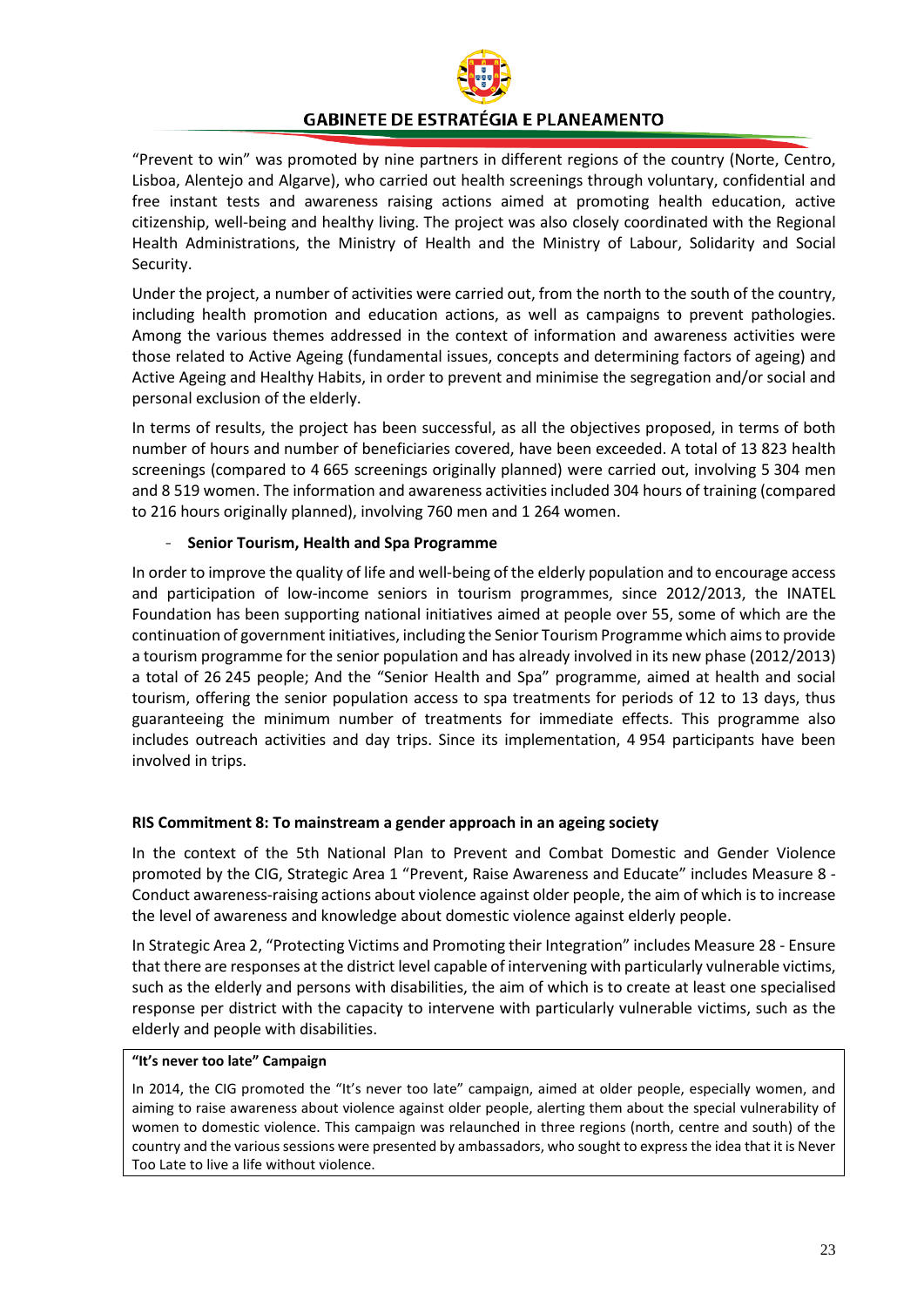"Prevent to win" was promoted by nine partners in different regions of the country (Norte, Centro, Lisboa, Alentejo and Algarve), who carried out health screenings through voluntary, confidential and free instant tests and awareness raising actions aimed at promoting health education, active citizenship, well-being and healthy living. The project was also closely coordinated with the Regional Health Administrations, the Ministry of Health and the Ministry of Labour, Solidarity and Social Security.

Under the project, a number of activities were carried out, from the north to the south of the country, including health promotion and education actions, as well as campaigns to prevent pathologies. Among the various themes addressed in the context of information and awareness activities were those related to Active Ageing (fundamental issues, concepts and determining factors of ageing) and Active Ageing and Healthy Habits, in order to prevent and minimise the segregation and/or social and personal exclusion of the elderly.

In terms of results, the project has been successful, as all the objectives proposed, in terms of both number of hours and number of beneficiaries covered, have been exceeded. A total of 13 823 health screenings (compared to 4 665 screenings originally planned) were carried out, involving 5 304 men and 8 519 women. The information and awareness activities included 304 hours of training (compared to 216 hours originally planned), involving 760 men and 1 264 women.

- **Senior Tourism, Health and Spa Programme**

In order to improve the quality of life and well-being of the elderly population and to encourage access and participation of low-income seniors in tourism programmes, since 2012/2013, the INATEL Foundation has been supporting national initiatives aimed at people over 55, some of which are the continuation of government initiatives, including the Senior Tourism Programme which aims to provide a tourism programme for the senior population and has already involved in its new phase (2012/2013) a total of 26 245 people; And the "Senior Health and Spa" programme, aimed at health and social tourism, offering the senior population access to spa treatments for periods of 12 to 13 days, thus guaranteeing the minimum number of treatments for immediate effects. This programme also includes outreach activities and day trips. Since its implementation, 4 954 participants have been involved in trips.

**RIS Commitment 8: To mainstream a gender approach in an ageing society**

In the context of the 5th National Plan to Prevent and Combat Domestic and Gender Violence promoted by the CIG, Strategic Area 1 "Prevent, Raise Awareness and Educate" includes Measure 8 - Conduct awareness-raising actions about violence against older people, the aim of which is to increase the level of awareness and knowledge about domestic violence against elderly people.

In Strategic Area 2, "Protecting Victims and Promoting their Integration" includes Measure 28 - Ensure that there are responses at the district level capable of intervening with particularly vulnerable victims, such as the elderly and persons with disabilities, the aim of which is to create at least one specialised response per district with the capacity to intervene with particularly vulnerable victims, such as the elderly and people with disabilities.

**"It's never too late" Campaign**

In 2014, the CIG promoted the "It's never too late" campaign, aimed at older people, especially women, and aiming to raise awareness about violence against older people, alerting them about the special vulnerability of women to domestic violence. This campaign was relaunched in three regions (north, centre and south) of the country and the various sessions were presented by ambassadors, who sought to express the idea that it is Never Too Late to live a life without violence.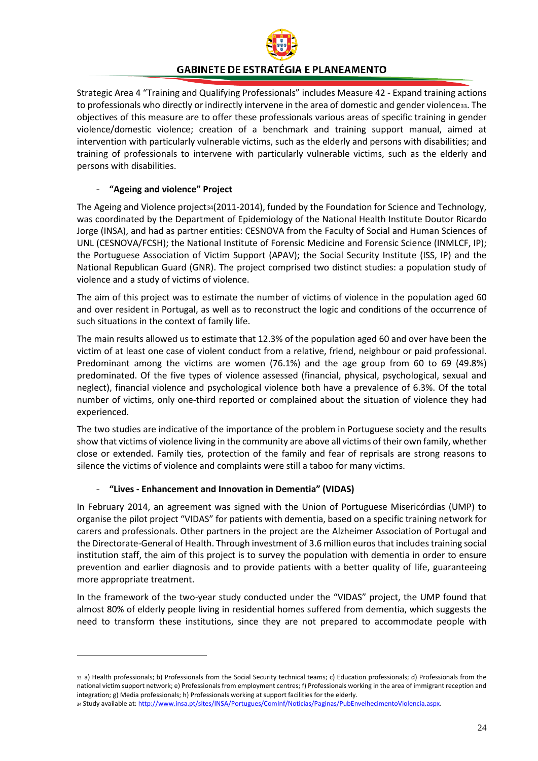Strategic Area 4 "Training and Qualifying Professionals" includes Measure 42 - Expand training actions to professionals who directly or indirectly intervene in the area of domestic and gender violence[33]. The objectives of this measure are to offer these professionals various areas of specific training in gender violence/domestic violence; creation of a benchmark and training support manual, aimed at intervention with particularly vulnerable victims, such as the elderly and persons with disabilities; and training of professionals to intervene with particularly vulnerable victims, such as the elderly and persons with disabilities.

- **"Ageing and violence" Project**

The Ageing and Violence project[34](2011-2014), funded by the Foundation for Science and Technology, was coordinated by the Department of Epidemiology of the National Health Institute Doutor Ricardo Jorge (INSA), and had as partner entities: CESNOVA from the Faculty of Social and Human Sciences of UNL (CESNOVA/FCSH); the National Institute of Forensic Medicine and Forensic Science (INMLCF, IP); the Portuguese Association of Victim Support (APAV); the Social Security Institute (ISS, IP) and the National Republican Guard (GNR). The project comprised two distinct studies: a population study of violence and a study of victims of violence.

The aim of this project was to estimate the number of victims of violence in the population aged 60 and over resident in Portugal, as well as to reconstruct the logic and conditions of the occurrence of such situations in the context of family life.

The main results allowed us to estimate that 12.3% of the population aged 60 and over have been the victim of at least one case of violent conduct from a relative, friend, neighbour or paid professional. Predominant among the victims are women (76.1%) and the age group from 60 to 69 (49.8%) predominated. Of the five types of violence assessed (financial, physical, psychological, sexual and neglect), financial violence and psychological violence both have a prevalence of 6.3%. Of the total number of victims, only one-third reported or complained about the situation of violence they had experienced.

The two studies are indicative of the importance of the problem in Portuguese society and the results show that victims of violence living in the community are above all victims of their own family, whether close or extended. Family ties, protection of the family and fear of reprisals are strong reasons to silence the victims of violence and complaints were still a taboo for many victims.

- **"Lives - Enhancement and Innovation in Dementia" (VIDAS)**

In February 2014, an agreement was signed with the Union of Portuguese Misericórdias (UMP) to organise the pilot project "VIDAS" for patients with dementia, based on a specific training network for carers and professionals. Other partners in the project are the Alzheimer Association of Portugal and the Directorate-General of Health. Through investment of 3.6 million euros that includes training social institution staff, the aim of this project is to survey the population with dementia in order to ensure prevention and earlier diagnosis and to provide patients with a better quality of life, guaranteeing more appropriate treatment.

In the framework of the two-year study conducted under the "VIDAS" project, the UMP found that almost 80% of elderly people living in residential homes suffered from dementia, which suggests the need to transform these institutions, since they are not prepared to accommodate people with

---

[33] a) Health professionals; b) Professionals from the Social Security technical teams; c) Education professionals; d) Professionals from the national victim support network; e) Professionals from employment centres; f) Professionals working in the area of immigrant reception and integration; g) Media professionals; h) Professionals working at support facilities for the elderly.

[34] Study available at: http://www.insa.pt/sites/INSA/Portugues/ComInf/Noticias/Paginas/PubEnvelhecimentoViolencia.aspx.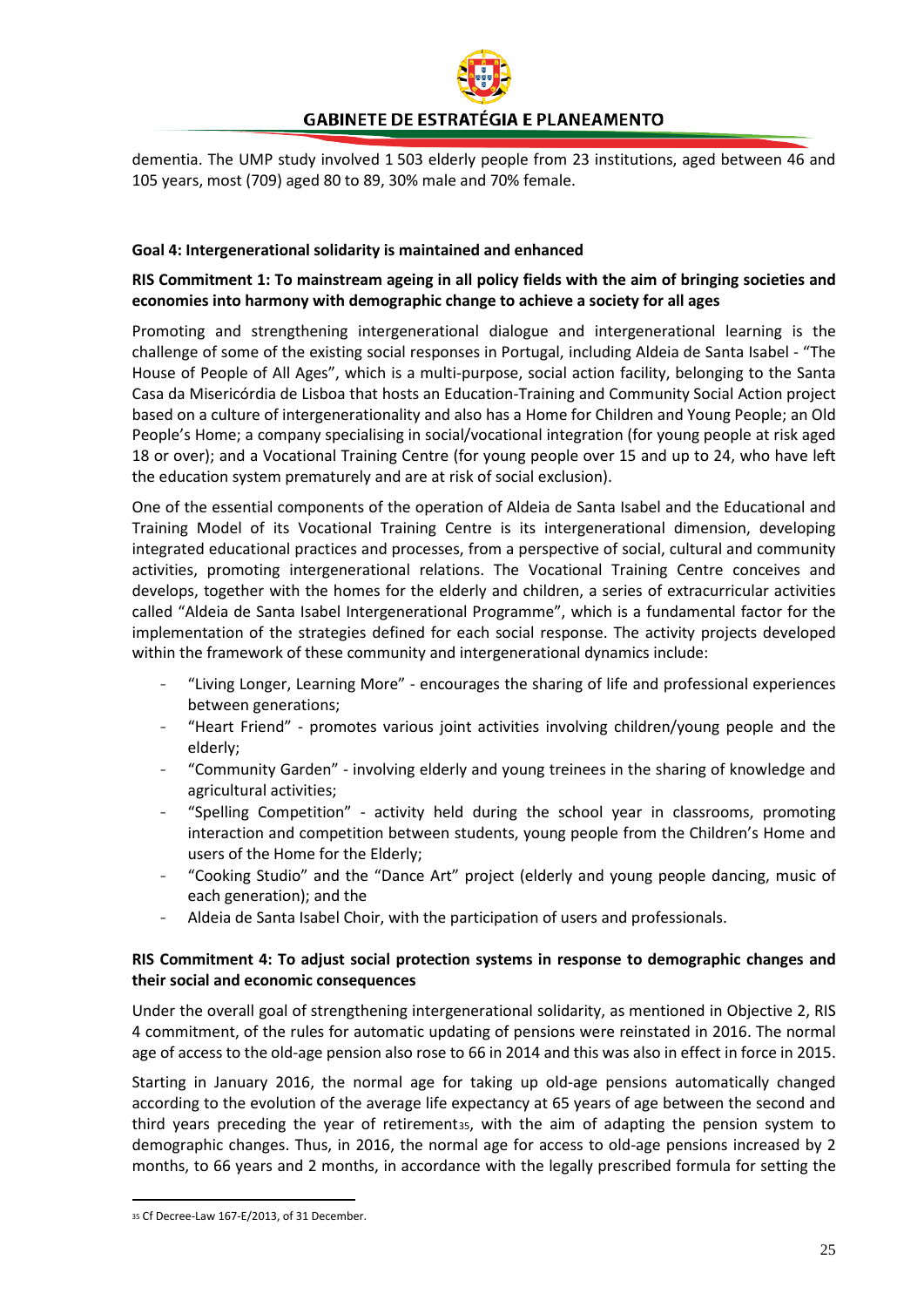dementia. The UMP study involved 1 503 elderly people from 23 institutions, aged between 46 and 105 years, most (709) aged 80 to 89, 30% male and 70% female.

**Goal 4: Intergenerational solidarity is maintained and enhanced**

**RIS Commitment 1: To mainstream ageing in all policy fields with the aim of bringing societies and economies into harmony with demographic change to achieve a society for all ages**

Promoting and strengthening intergenerational dialogue and intergenerational learning is the challenge of some of the existing social responses in Portugal, including Aldeia de Santa Isabel - "The House of People of All Ages", which is a multi-purpose, social action facility, belonging to the Santa Casa da Misericórdia de Lisboa that hosts an Education-Training and Community Social Action project based on a culture of intergenerationality and also has a Home for Children and Young People; an Old People's Home; a company specialising in social/vocational integration (for young people at risk aged 18 or over); and a Vocational Training Centre (for young people over 15 and up to 24, who have left the education system prematurely and are at risk of social exclusion).

One of the essential components of the operation of Aldeia de Santa Isabel and the Educational and Training Model of its Vocational Training Centre is its intergenerational dimension, developing integrated educational practices and processes, from a perspective of social, cultural and community activities, promoting intergenerational relations. The Vocational Training Centre conceives and develops, together with the homes for the elderly and children, a series of extracurricular activities called "Aldeia de Santa Isabel Intergenerational Programme", which is a fundamental factor for the implementation of the strategies defined for each social response. The activity projects developed within the framework of these community and intergenerational dynamics include:

- "Living Longer, Learning More" - encourages the sharing of life and professional experiences between generations;
- "Heart Friend" - promotes various joint activities involving children/young people and the elderly;
- "Community Garden" - involving elderly and young trainees in the sharing of knowledge and agricultural activities;
- "Spelling Competition" - activity held during the school year in classrooms, promoting interaction and competition between students, young people from the Children's Home and users of the Home for the Elderly;
- "Cooking Studio" and the "Dance Art" project (elderly and young people dancing, music of each generation); and the
- Aldeia de Santa Isabel Choir, with the participation of users and professionals.

**RIS Commitment 4: To adjust social protection systems in response to demographic changes and their social and economic consequences**

Under the overall goal of strengthening intergenerational solidarity, as mentioned in Objective 2, RIS 4 commitment, of the rules for automatic updating of pensions were reinstated in 2016. The normal age of access to the old-age pension also rose to 66 in 2014 and this was also in effect in force in 2015.

Starting in January 2016, the normal age for taking up old-age pensions automatically changed according to the evolution of the average life expectancy at 65 years of age between the second and third years preceding the year of retirement[35], with the aim of adapting the pension system to demographic changes. Thus, in 2016, the normal age for access to old-age pensions increased by 2 months, to 66 years and 2 months, in accordance with the legally prescribed formula for setting the

[35] Cf Decree-Law 167-E/2013, of 31 December.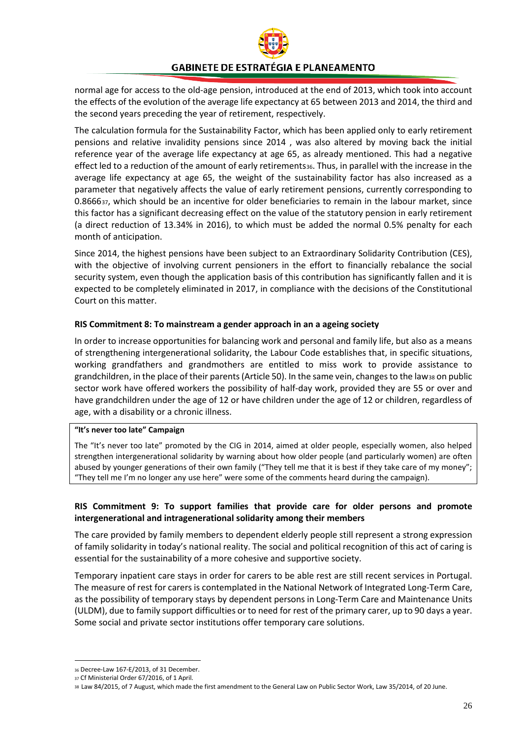normal age for access to the old-age pension, introduced at the end of 2013, which took into account the effects of the evolution of the average life expectancy at 65 between 2013 and 2014, the third and the second years preceding the year of retirement, respectively.

The calculation formula for the Sustainability Factor, which has been applied only to early retirement pensions and relative invalidity pensions since 2014 , was also altered by moving back the initial reference year of the average life expectancy at age 65, as already mentioned. This had a negative effect led to a reduction of the amount of early retirements[36]. Thus, in parallel with the increase in the average life expectancy at age 65, the weight of the sustainability factor has also increased as a parameter that negatively affects the value of early retirement pensions, currently corresponding to 0.8666[37], which should be an incentive for older beneficiaries to remain in the labour market, since this factor has a significant decreasing effect on the value of the statutory pension in early retirement (a direct reduction of 13.34% in 2016), to which must be added the normal 0.5% penalty for each month of anticipation.

Since 2014, the highest pensions have been subject to an Extraordinary Solidarity Contribution (CES), with the objective of involving current pensioners in the effort to financially rebalance the social security system, even though the application basis of this contribution has significantly fallen and it is expected to be completely eliminated in 2017, in compliance with the decisions of the Constitutional Court on this matter.

**RIS Commitment 8: To mainstream a gender approach in an a ageing society**

In order to increase opportunities for balancing work and personal and family life, but also as a means of strengthening intergenerational solidarity, the Labour Code establishes that, in specific situations, working grandfathers and grandmothers are entitled to miss work to provide assistance to grandchildren, in the place of their parents (Article 50). In the same vein, changes to the law[38] on public sector work have offered workers the possibility of half-day work, provided they are 55 or over and have grandchildren under the age of 12 or have children under the age of 12 or children, regardless of age, with a disability or a chronic illness.

**"It's never too late" Campaign**

The "It's never too late" promoted by the CIG in 2014, aimed at older people, especially women, also helped strengthen intergenerational solidarity by warning about how older people (and particularly women) are often abused by younger generations of their own family ("They tell me that it is best if they take care of my money"; "They tell me I'm no longer any use here" were some of the comments heard during the campaign).

**RIS Commitment 9: To support families that provide care for older persons and promote intergenerational and intragenerational solidarity among their members**

The care provided by family members to dependent elderly people still represent a strong expression of family solidarity in today's national reality. The social and political recognition of this act of caring is essential for the sustainability of a more cohesive and supportive society.

Temporary inpatient care stays in order for carers to be able rest are still recent services in Portugal. The measure of rest for carers is contemplated in the National Network of Integrated Long-Term Care, as the possibility of temporary stays by dependent persons in Long-Term Care and Maintenance Units (ULDM), due to family support difficulties or to need for rest of the primary carer, up to 90 days a year. Some social and private sector institutions offer temporary care solutions.

---

[36] Decree-Law 167-E/2013, of 31 December.

[37] Cf Ministerial Order 67/2016, of 1 April.

[38] Law 84/2015, of 7 August, which made the first amendment to the General Law on Public Sector Work, Law 35/2014, of 20 June.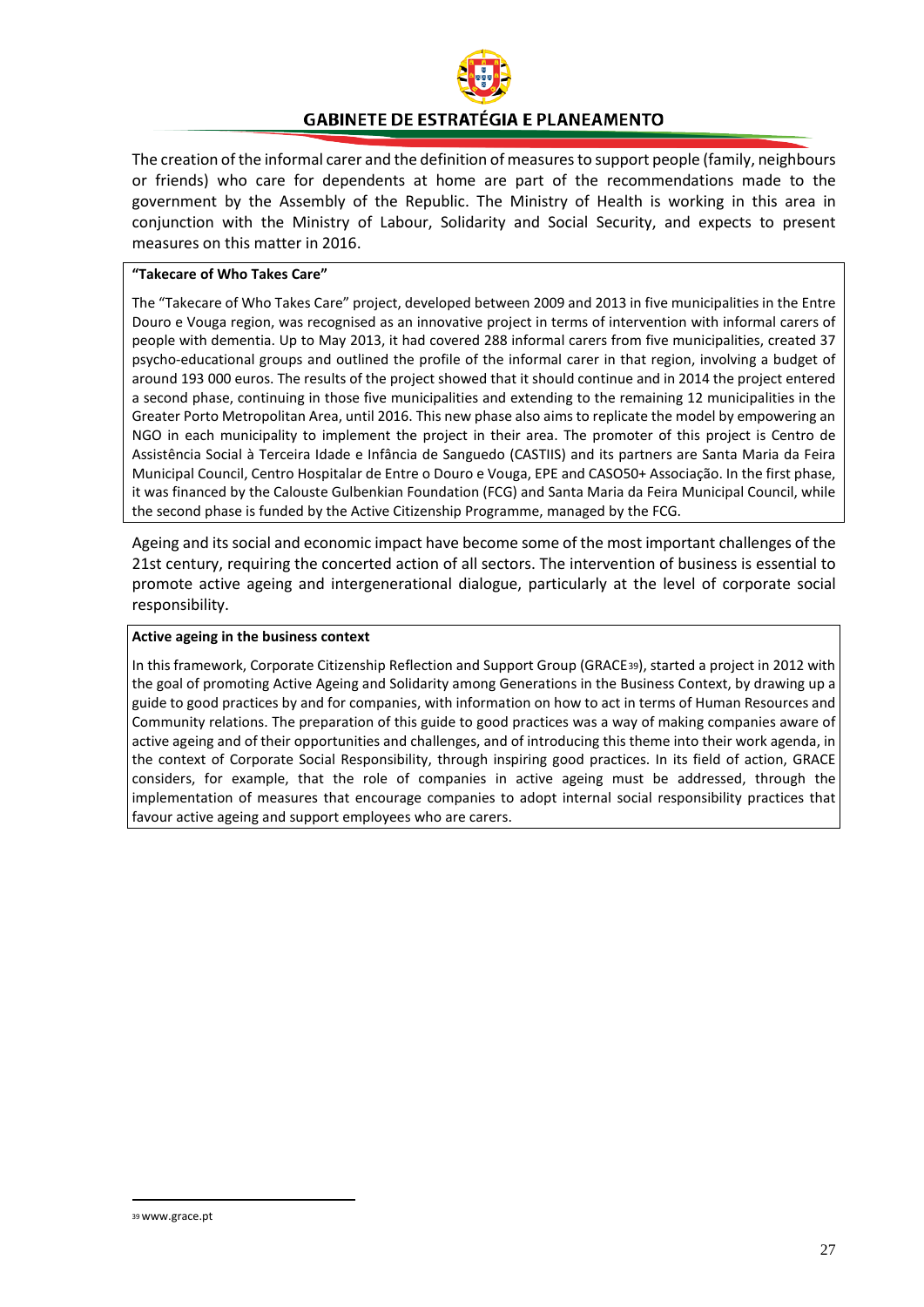The creation of the informal carer and the definition of measures to support people (family, neighbours or friends) who care for dependents at home are part of the recommendations made to the government by the Assembly of the Republic. The Ministry of Health is working in this area in conjunction with the Ministry of Labour, Solidarity and Social Security, and expects to present measures on this matter in 2016.

**"Takecare of Who Takes Care"**

The "Takecare of Who Takes Care" project, developed between 2009 and 2013 in five municipalities in the Entre Douro e Vouga region, was recognised as an innovative project in terms of intervention with informal carers of people with dementia. Up to May 2013, it had covered 288 informal carers from five municipalities, created 37 psycho-educational groups and outlined the profile of the informal carer in that region, involving a budget of around 193 000 euros. The results of the project showed that it should continue and in 2014 the project entered a second phase, continuing in those five municipalities and extending to the remaining 12 municipalities in the Greater Porto Metropolitan Area, until 2016. This new phase also aims to replicate the model by empowering an NGO in each municipality to implement the project in their area. The promoter of this project is Centro de Assistência Social à Terceira Idade e Infância de Sanguedo (CASTIIS) and its partners are Santa Maria da Feira Municipal Council, Centro Hospitalar de Entre o Douro e Vouga, EPE and CASO50+ Associação. In the first phase, it was financed by the Calouste Gulbenkian Foundation (FCG) and Santa Maria da Feira Municipal Council, while the second phase is funded by the Active Citizenship Programme, managed by the FCG.

Ageing and its social and economic impact have become some of the most important challenges of the 21st century, requiring the concerted action of all sectors. The intervention of business is essential to promote active ageing and intergenerational dialogue, particularly at the level of corporate social responsibility.

**Active ageing in the business context**

In this framework, Corporate Citizenship Reflection and Support Group (GRACE[39]), started a project in 2012 with the goal of promoting Active Ageing and Solidarity among Generations in the Business Context, by drawing up a guide to good practices by and for companies, with information on how to act in terms of Human Resources and Community relations. The preparation of this guide to good practices was a way of making companies aware of active ageing and of their opportunities and challenges, and of introducing this theme into their work agenda, in the context of Corporate Social Responsibility, through inspiring good practices. In its field of action, GRACE considers, for example, that the role of companies in active ageing must be addressed, through the implementation of measures that encourage companies to adopt internal social responsibility practices that favour active ageing and support employees who are carers.

[39] www.grace.pt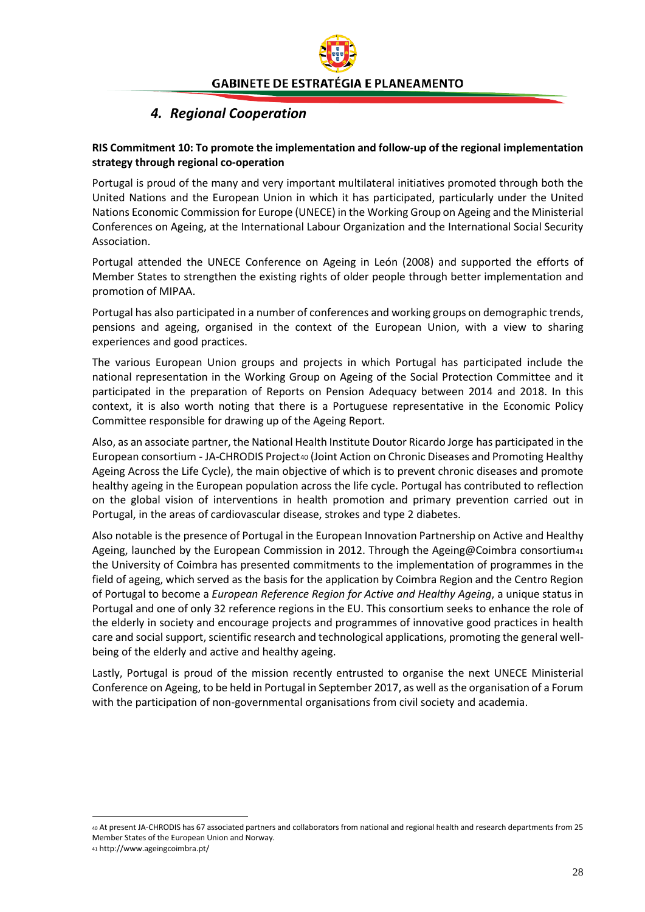## *4. Regional Cooperation*

**RIS Commitment 10: To promote the implementation and follow-up of the regional implementation strategy through regional co-operation**

Portugal is proud of the many and very important multilateral initiatives promoted through both the United Nations and the European Union in which it has participated, particularly under the United Nations Economic Commission for Europe (UNECE) in the Working Group on Ageing and the Ministerial Conferences on Ageing, at the International Labour Organization and the International Social Security Association.

Portugal attended the UNECE Conference on Ageing in León (2008) and supported the efforts of Member States to strengthen the existing rights of older people through better implementation and promotion of MIPAA.

Portugal has also participated in a number of conferences and working groups on demographic trends, pensions and ageing, organised in the context of the European Union, with a view to sharing experiences and good practices.

The various European Union groups and projects in which Portugal has participated include the national representation in the Working Group on Ageing of the Social Protection Committee and it participated in the preparation of Reports on Pension Adequacy between 2014 and 2018. In this context, it is also worth noting that there is a Portuguese representative in the Economic Policy Committee responsible for drawing up of the Ageing Report.

Also, as an associate partner, the National Health Institute Doutor Ricardo Jorge has participated in the European consortium - JA-CHRODIS Project[40] (Joint Action on Chronic Diseases and Promoting Healthy Ageing Across the Life Cycle), the main objective of which is to prevent chronic diseases and promote healthy ageing in the European population across the life cycle. Portugal has contributed to reflection on the global vision of interventions in health promotion and primary prevention carried out in Portugal, in the areas of cardiovascular disease, strokes and type 2 diabetes.

Also notable is the presence of Portugal in the European Innovation Partnership on Active and Healthy Ageing, launched by the European Commission in 2012. Through the Ageing@Coimbra consortium[41] the University of Coimbra has presented commitments to the implementation of programmes in the field of ageing, which served as the basis for the application by Coimbra Region and the Centro Region of Portugal to become a *European Reference Region for Active and Healthy Ageing*, a unique status in Portugal and one of only 32 reference regions in the EU. This consortium seeks to enhance the role of the elderly in society and encourage projects and programmes of innovative good practices in health care and social support, scientific research and technological applications, promoting the general well-being of the elderly and active and healthy ageing.

Lastly, Portugal is proud of the mission recently entrusted to organise the next UNECE Ministerial Conference on Ageing, to be held in Portugal in September 2017, as well as the organisation of a Forum with the participation of non-governmental organisations from civil society and academia.

---

[40] At present JA-CHRODIS has 67 associated partners and collaborators from national and regional health and research departments from 25 Member States of the European Union and Norway.

[41] http://www.ageingcoimbra.pt/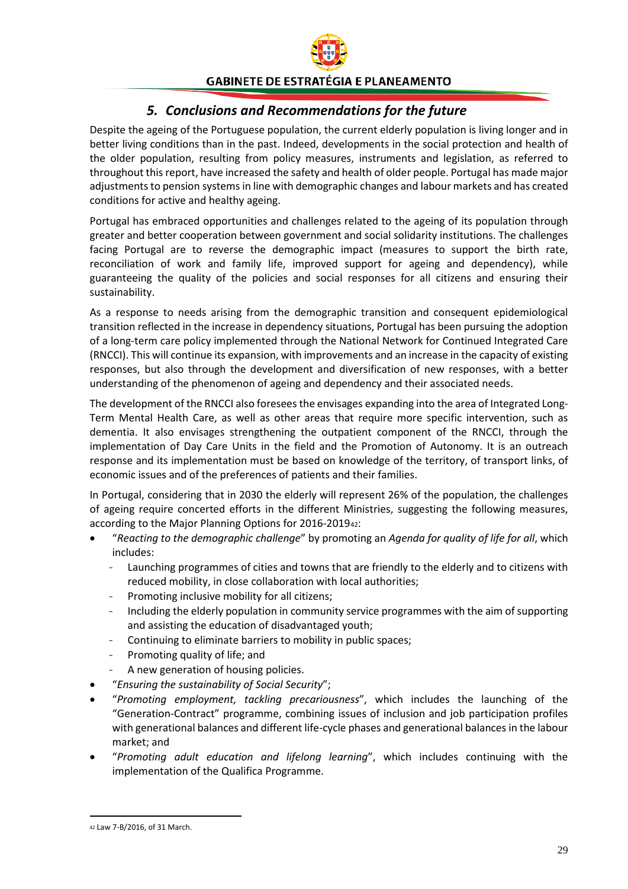## *5. Conclusions and Recommendations for the future*

Despite the ageing of the Portuguese population, the current elderly population is living longer and in better living conditions than in the past. Indeed, developments in the social protection and health of the older population, resulting from policy measures, instruments and legislation, as referred to throughout this report, have increased the safety and health of older people. Portugal has made major adjustments to pension systems in line with demographic changes and labour markets and has created conditions for active and healthy ageing.

Portugal has embraced opportunities and challenges related to the ageing of its population through greater and better cooperation between government and social solidarity institutions. The challenges facing Portugal are to reverse the demographic impact (measures to support the birth rate, reconciliation of work and family life, improved support for ageing and dependency), while guaranteeing the quality of the policies and social responses for all citizens and ensuring their sustainability.

As a response to needs arising from the demographic transition and consequent epidemiological transition reflected in the increase in dependency situations, Portugal has been pursuing the adoption of a long-term care policy implemented through the National Network for Continued Integrated Care (RNCCI). This will continue its expansion, with improvements and an increase in the capacity of existing responses, but also through the development and diversification of new responses, with a better understanding of the phenomenon of ageing and dependency and their associated needs.

The development of the RNCCI also foresees the envisages expanding into the area of Integrated Long-Term Mental Health Care, as well as other areas that require more specific intervention, such as dementia. It also envisages strengthening the outpatient component of the RNCCI, through the implementation of Day Care Units in the field and the Promotion of Autonomy. It is an outreach response and its implementation must be based on knowledge of the territory, of transport links, of economic issues and of the preferences of patients and their families.

In Portugal, considering that in 2030 the elderly will represent 26% of the population, the challenges of ageing require concerted efforts in the different Ministries, suggesting the following measures, according to the Major Planning Options for 2016-2019[42]:

- "*Reacting to the demographic challenge*" by promoting an *Agenda for quality of life for all*, which includes:
  - Launching programmes of cities and towns that are friendly to the elderly and to citizens with reduced mobility, in close collaboration with local authorities;
  - Promoting inclusive mobility for all citizens;
  - Including the elderly population in community service programmes with the aim of supporting and assisting the education of disadvantaged youth;
  - Continuing to eliminate barriers to mobility in public spaces;
  - Promoting quality of life; and
  - A new generation of housing policies.
- "*Ensuring the sustainability of Social Security*";
- "*Promoting employment, tackling precariousness*", which includes the launching of the "Generation-Contract" programme, combining issues of inclusion and job participation profiles with generational balances and different life-cycle phases and generational balances in the labour market; and
- "*Promoting adult education and lifelong learning*", which includes continuing with the implementation of the Qualifica Programme.

[42] Law 7-B/2016, of 31 March.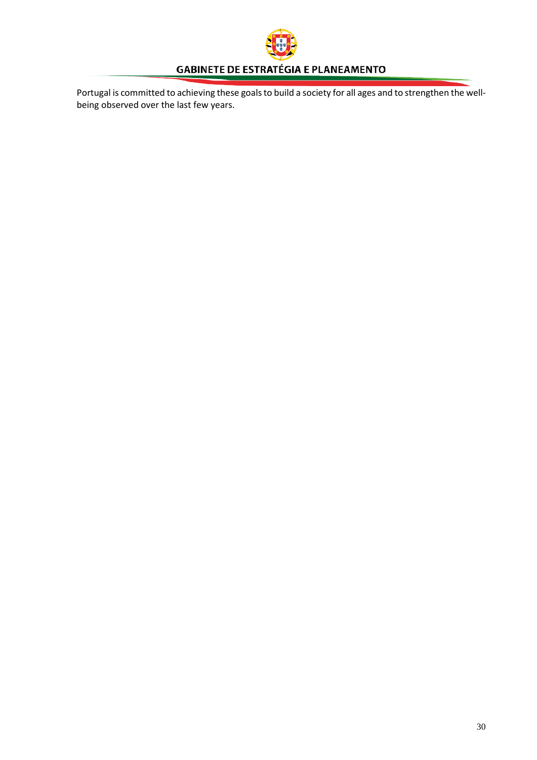Portugal is committed to achieving these goals to build a society for all ages and to strengthen the well-being observed over the last few years.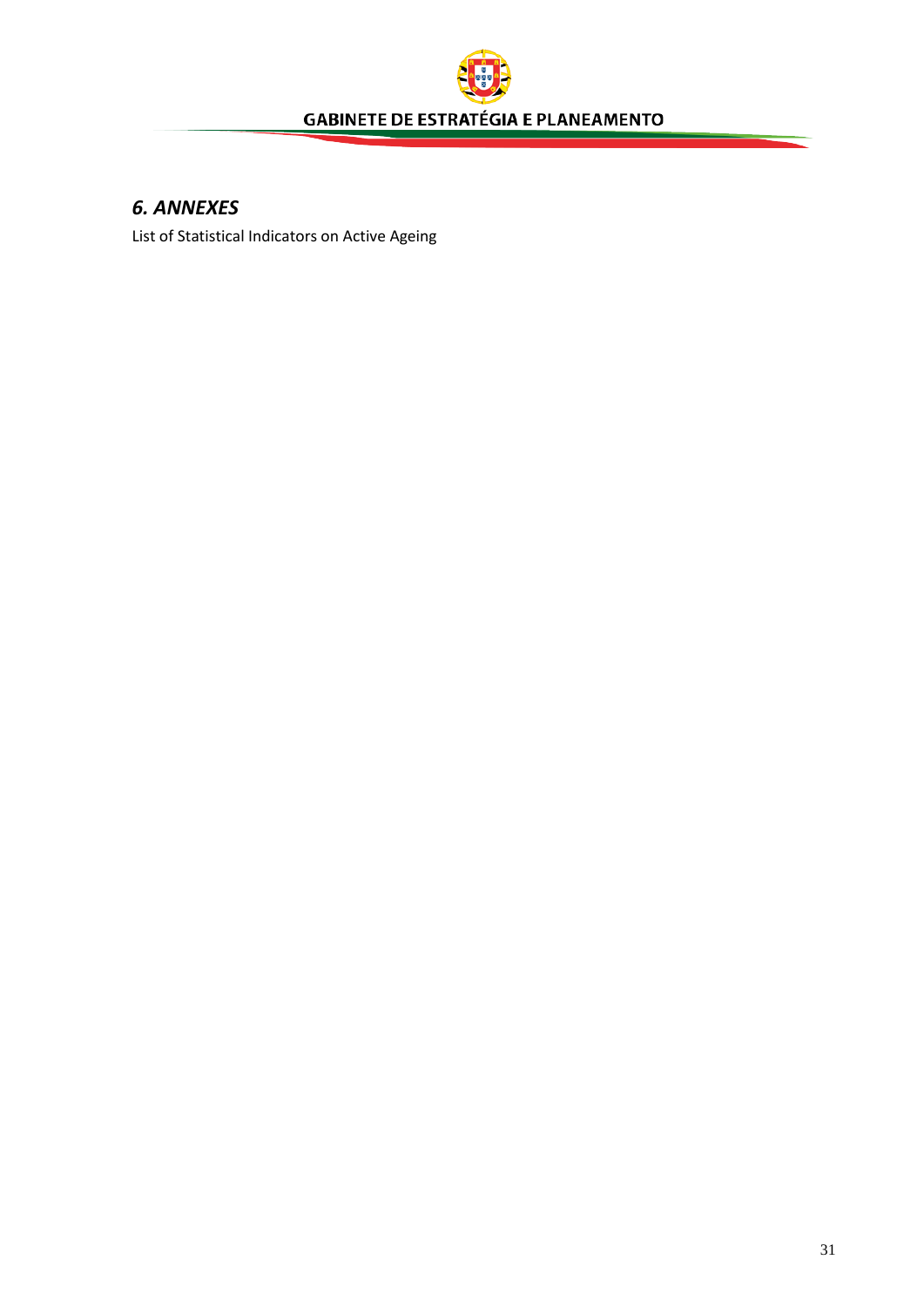## *6. ANNEXES*

List of Statistical Indicators on Active Ageing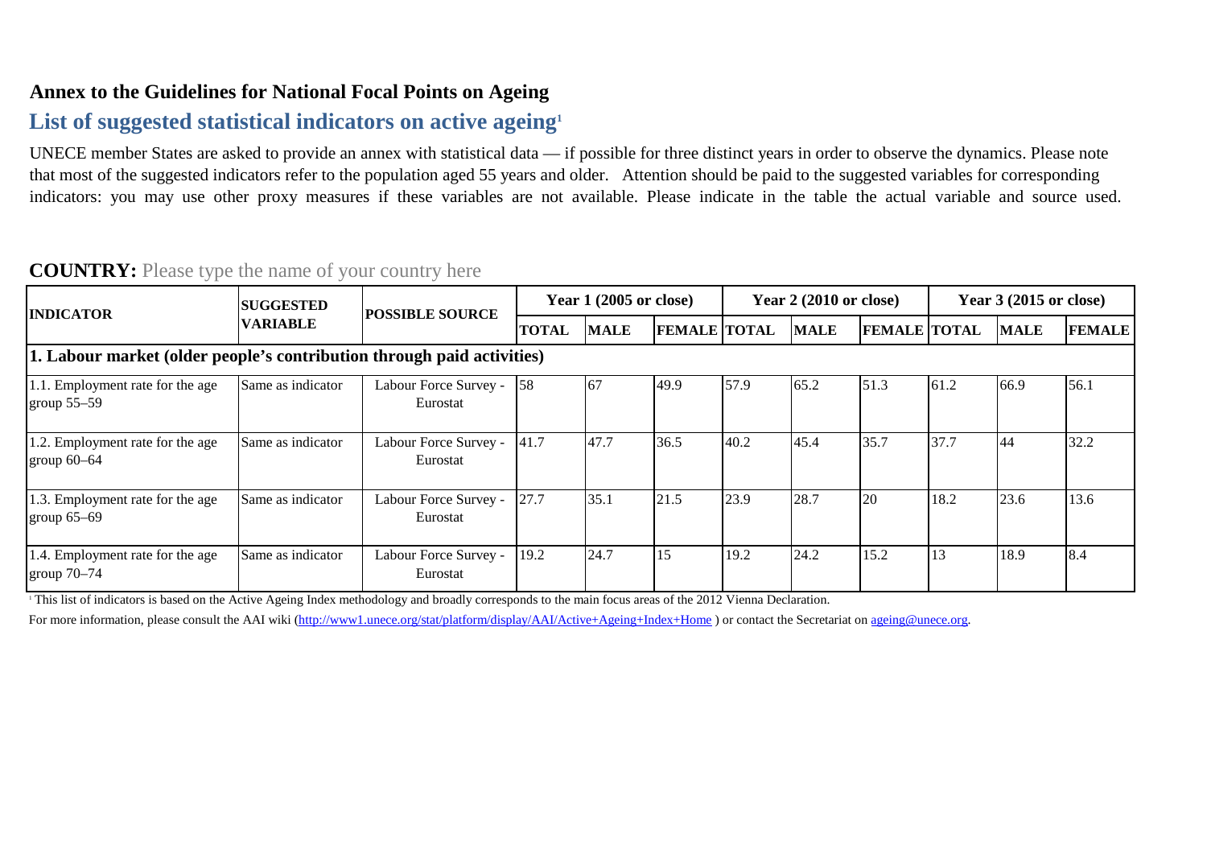### Annex to the Guidelines for National Focal Points on Ageing

## List of suggested statistical indicators on active ageing[1]

UNECE member States are asked to provide an annex with statistical data — if possible for three distinct years in order to observe the dynamics. Please note that most of the suggested indicators refer to the population aged 55 years and older. Attention should be paid to the suggested variables for corresponding indicators: you may use other proxy measures if these variables are not available. Please indicate in the table the actual variable and source used.

**COUNTRY:** Please type the name of your country here

| INDICATOR | SUGGESTED VARIABLE | POSSIBLE SOURCE | Year 1 (2005 or close) | | | Year 2 (2010 or close) | | | Year 3 (2015 or close) | | |
|---|---|---|---|---|---|---|---|---|---|---|---|
| | | | TOTAL | MALE | FEMALE | TOTAL | MALE | FEMALE | TOTAL | MALE | FEMALE |
| **1. Labour market (older people's contribution through paid activities)** | | | | | | | | | | | |
| 1.1. Employment rate for the age group 55–59 | Same as indicator | Labour Force Survey - Eurostat | 58 | 67 | 49.9 | 57.9 | 65.2 | 51.3 | 61.2 | 66.9 | 56.1 |
| 1.2. Employment rate for the age group 60–64 | Same as indicator | Labour Force Survey - Eurostat | 41.7 | 47.7 | 36.5 | 40.2 | 45.4 | 35.7 | 37.7 | 44 | 32.2 |
| 1.3. Employment rate for the age group 65–69 | Same as indicator | Labour Force Survey - Eurostat | 27.7 | 35.1 | 21.5 | 23.9 | 28.7 | 20 | 18.2 | 23.6 | 13.6 |
| 1.4. Employment rate for the age group 70–74 | Same as indicator | Labour Force Survey - Eurostat | 19.2 | 24.7 | 15 | 19.2 | 24.2 | 15.2 | 13 | 18.9 | 8.4 |

[1] This list of indicators is based on the Active Ageing Index methodology and broadly corresponds to the main focus areas of the 2012 Vienna Declaration.

For more information, please consult the AAI wiki (http://www1.unece.org/stat/platform/display/AAI/Active+Ageing+Index+Home ) or contact the Secretariat on ageing@unece.org.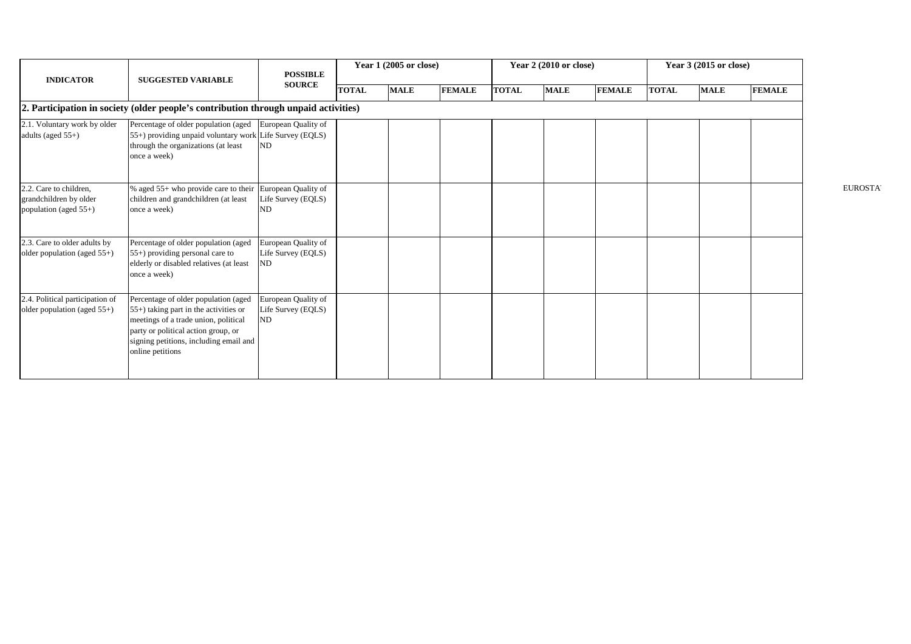| INDICATOR | SUGGESTED VARIABLE | POSSIBLE SOURCE | Year 1 (2005 or close) | | | Year 2 (2010 or close) | | | Year 3 (2015 or close) | | |
|---|---|---|---|---|---|---|---|---|---|---|---|
| | | | TOTAL | MALE | FEMALE | TOTAL | MALE | FEMALE | TOTAL | MALE | FEMALE |
| **2. Participation in society (older people's contribution through unpaid activities)** | | | | | | | | | | | |
| 2.1. Voluntary work by older adults (aged 55+) | Percentage of older population (aged 55+) providing unpaid voluntary work through the organizations (at least once a week) | European Quality of Life Survey (EQLS) ND | | | | | | | | | |
| 2.2. Care to children, grandchildren by older population (aged 55+) | % aged 55+ who provide care to their children and grandchildren (at least once a week) | European Quality of Life Survey (EQLS) ND | | | | | | | | | |
| 2.3. Care to older adults by older population (aged 55+) | Percentage of older population (aged 55+) providing personal care to elderly or disabled relatives (at least once a week) | European Quality of Life Survey (EQLS) ND | | | | | | | | | |
| 2.4. Political participation of older population (aged 55+) | Percentage of older population (aged 55+) taking part in the activities or meetings of a trade union, political party or political action group, or signing petitions, including email and online petitions | European Quality of Life Survey (EQLS) ND | | | | | | | | | |

EUROSTAT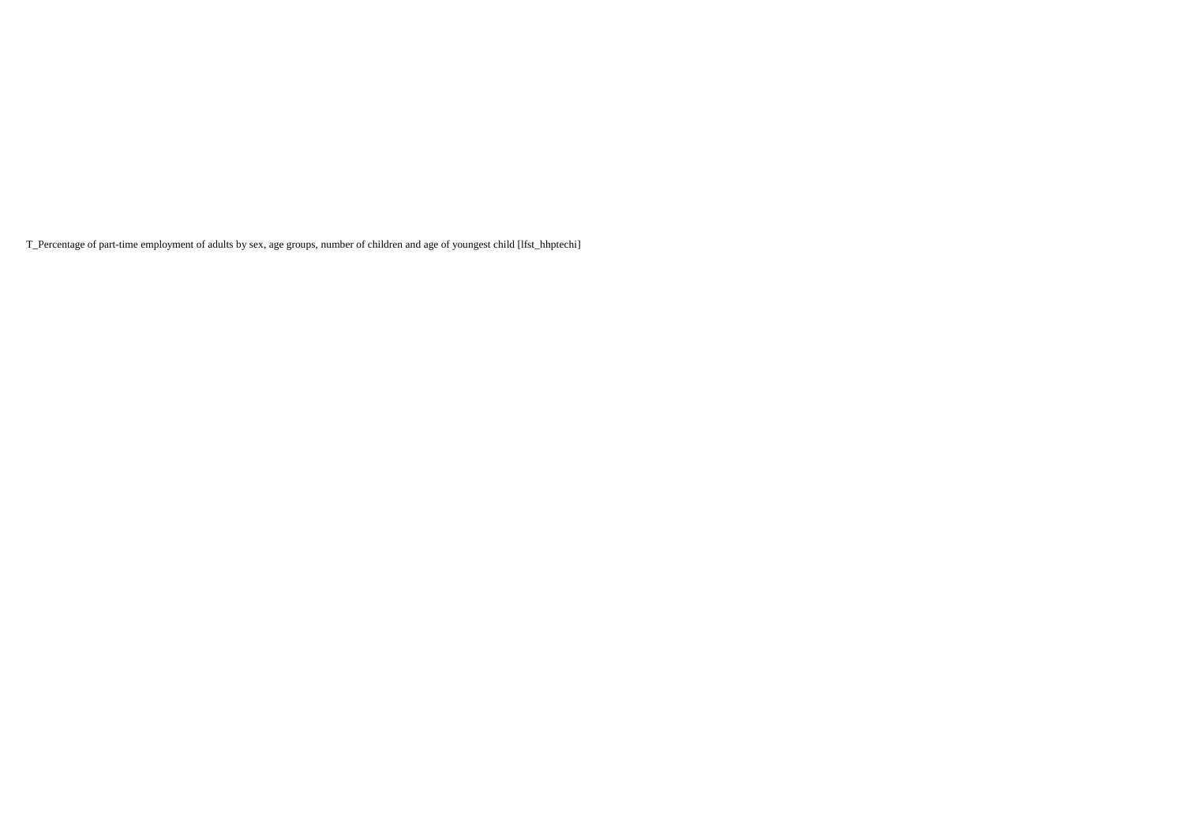T_Percentage of part-time employment of adults by sex, age groups, number of children and age of youngest child [lfst_hhptechi]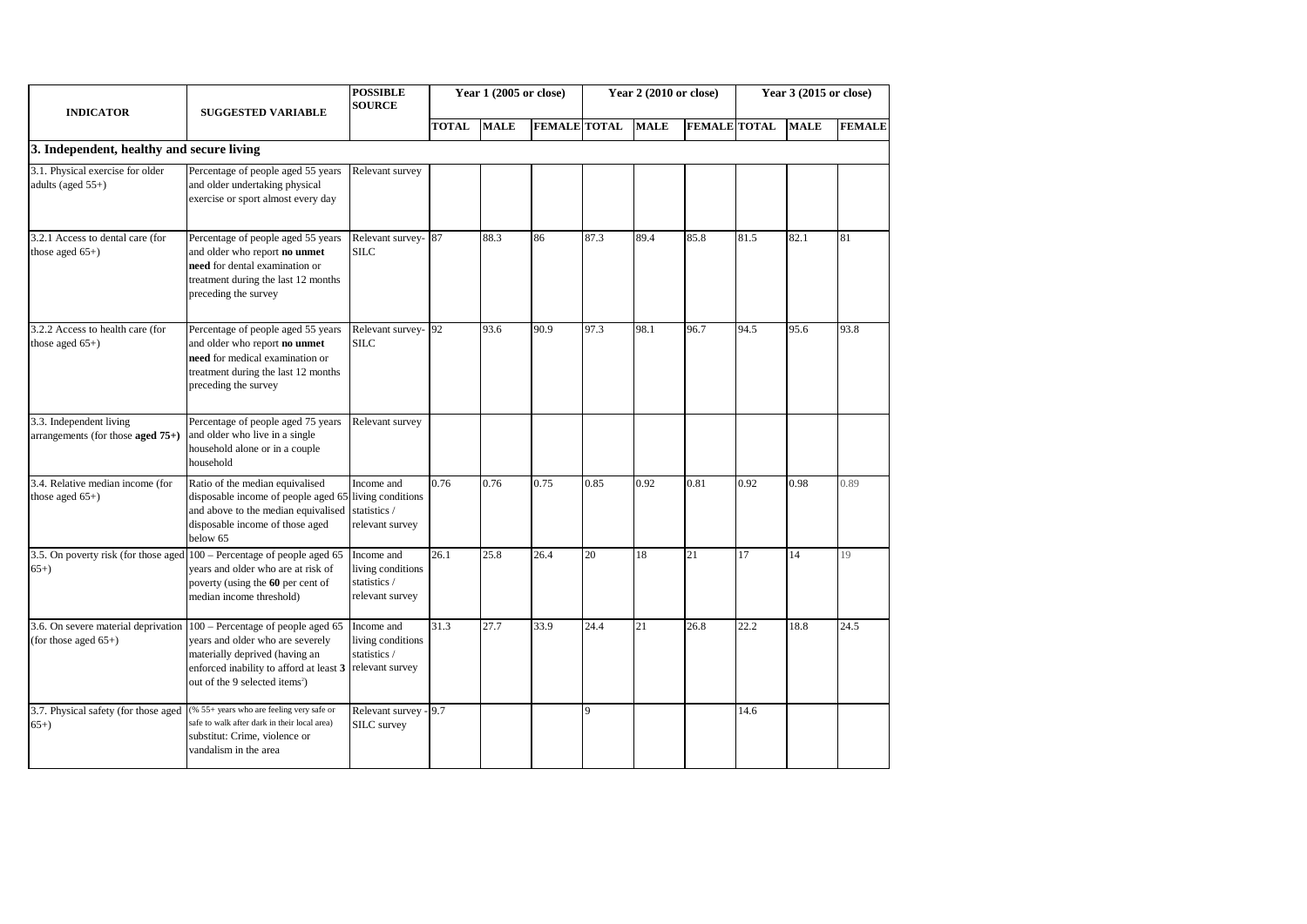| INDICATOR | SUGGESTED VARIABLE | POSSIBLE SOURCE | Year 1 (2005 or close) | | | Year 2 (2010 or close) | | | Year 3 (2015 or close) | | |
|---|---|---|---|---|---|---|---|---|---|---|---|
| | | | TOTAL | MALE | FEMALE | TOTAL | MALE | FEMALE | TOTAL | MALE | FEMALE |
| **3. Independent, healthy and secure living** | | | | | | | | | | | |
| 3.1. Physical exercise for older adults (aged 55+) | Percentage of people aged 55 years and older undertaking physical exercise or sport almost every day | Relevant survey | | | | | | | | | |
| 3.2.1 Access to dental care (for those aged 65+) | Percentage of people aged 55 years and older who report **no unmet need** for dental examination or treatment during the last 12 months preceding the survey | Relevant survey-SILC | 87 | 88.3 | 86 | 87.3 | 89.4 | 85.8 | 81.5 | 82.1 | 81 |
| 3.2.2 Access to health care (for those aged 65+) | Percentage of people aged 55 years and older who report **no unmet need** for medical examination or treatment during the last 12 months preceding the survey | Relevant survey-SILC | 92 | 93.6 | 90.9 | 97.3 | 98.1 | 96.7 | 94.5 | 95.6 | 93.8 |
| 3.3. Independent living arrangements (for those **aged 75+**) | Percentage of people aged 75 years and older who live in a single household alone or in a couple household | Relevant survey | | | | | | | | | |
| 3.4. Relative median income (for those aged 65+) | Ratio of the median equivalised disposable income of people aged 65 and above to the median equivalised disposable income of those aged below 65 | Income and living conditions statistics / relevant survey | 0.76 | 0.76 | 0.75 | 0.85 | 0.92 | 0.81 | 0.92 | 0.98 | 0.89 |
| 3.5. On poverty risk (for those aged 65+) | 100 – Percentage of people aged 65 years and older who are at risk of poverty (using the **60** per cent of median income threshold) | Income and living conditions statistics / relevant survey | 26.1 | 25.8 | 26.4 | 20 | 18 | 21 | 17 | 14 | 19 |
| 3.6. On severe material deprivation (for those aged 65+) | 100 – Percentage of people aged 65 years and older who are severely materially deprived (having an enforced inability to afford at least **3** out of the 9 selected items[2]) | Income and living conditions statistics / relevant survey | 31.3 | 27.7 | 33.9 | 24.4 | 21 | 26.8 | 22.2 | 18.8 | 24.5 |
| 3.7. Physical safety (for those aged 65+) | (% 55+ years who are feeling very safe or safe to walk after dark in their local area) substitut: Crime, violence or vandalism in the area | Relevant survey - SILC survey | 9.7 | | | 9 | | | 14.6 | | |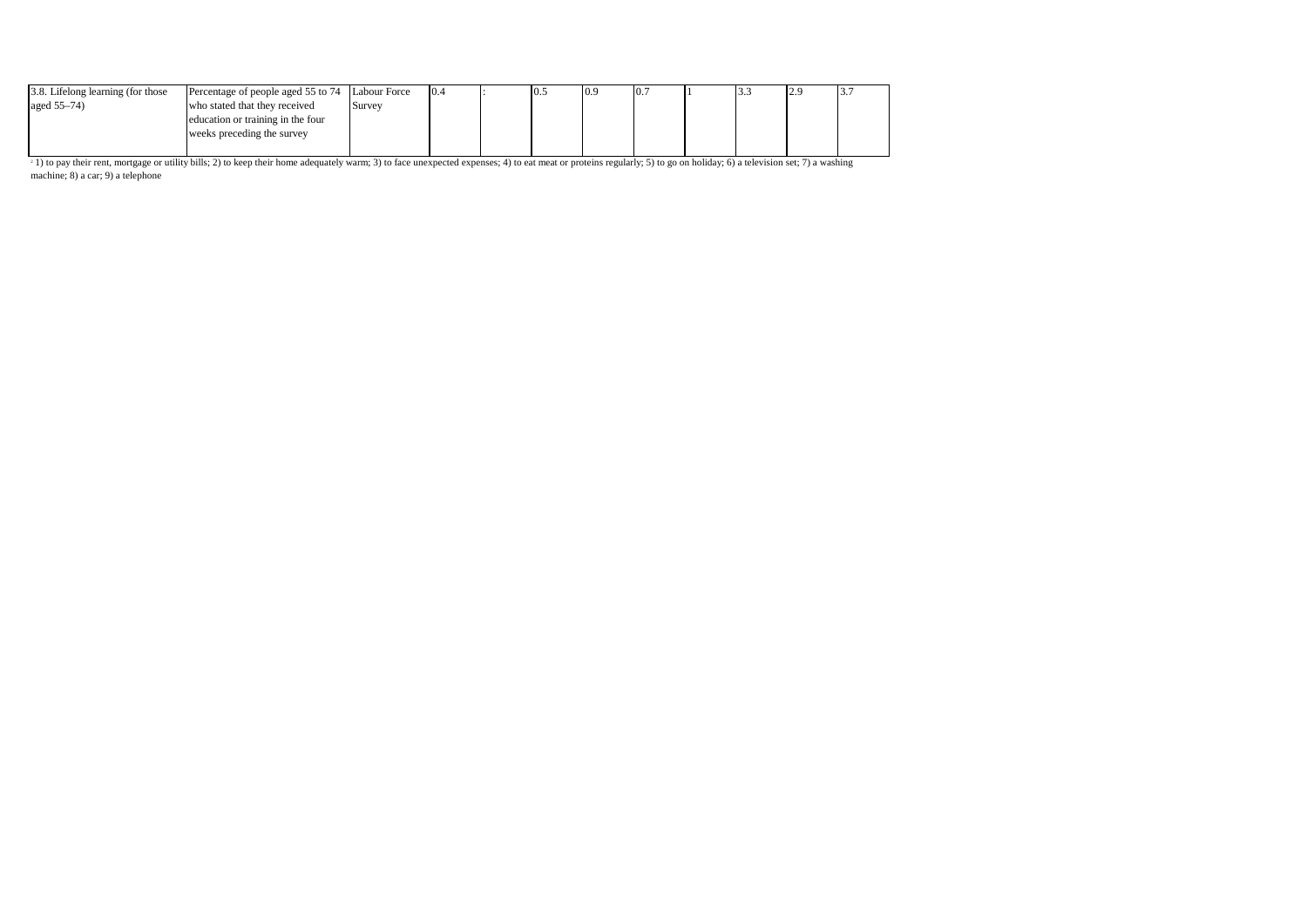| | | | | | | | | | | | |
|---|---|---|---|---|---|---|---|---|---|---|---|
| 3.8. Lifelong learning (for those aged 55–74) | Percentage of people aged 55 to 74 who stated that they received education or training in the four weeks preceding the survey | Labour Force Survey | 0.4 | : | 0.5 | 0.9 | 0.7 | 1 | 3.3 | 2.9 | 3.7 |

[2] 1) to pay their rent, mortgage or utility bills; 2) to keep their home adequately warm; 3) to face unexpected expenses; 4) to eat meat or proteins regularly; 5) to go on holiday; 6) a television set; 7) a washing machine; 8) a car; 9) a telephone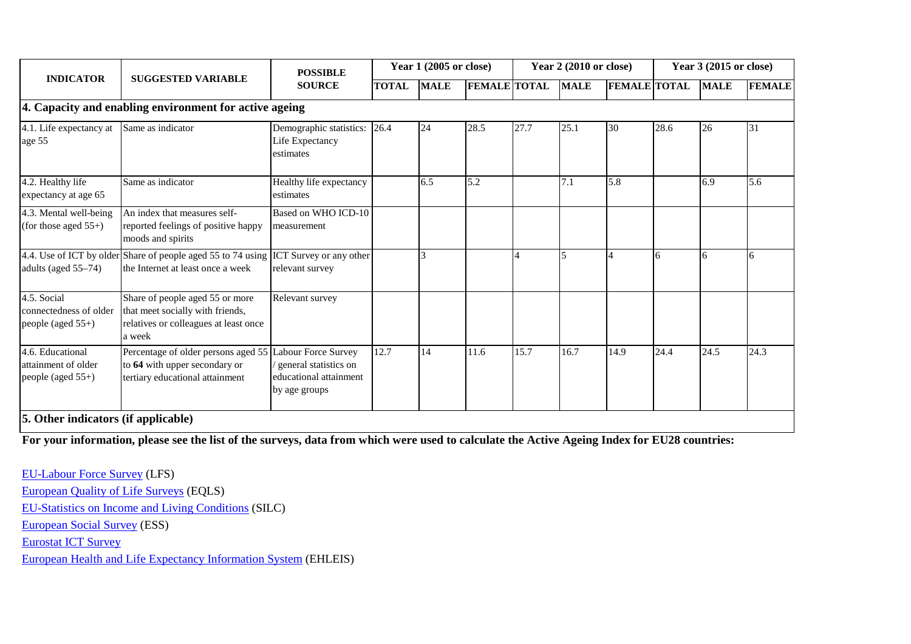| INDICATOR | SUGGESTED VARIABLE | POSSIBLE SOURCE | Year 1 (2005 or close) | | | Year 2 (2010 or close) | | | Year 3 (2015 or close) | | |
|---|---|---|---|---|---|---|---|---|---|---|---|
| | | | **TOTAL** | **MALE** | **FEMALE** | **TOTAL** | **MALE** | **FEMALE** | **TOTAL** | **MALE** | **FEMALE** |
| **4. Capacity and enabling environment for active ageing** | | | | | | | | | | | |
| 4.1. Life expectancy at age 55 | Same as indicator | Demographic statistics: Life Expectancy estimates | 26.4 | 24 | 28.5 | 27.7 | 25.1 | 30 | 28.6 | 26 | 31 |
| 4.2. Healthy life expectancy at age 65 | Same as indicator | Healthy life expectancy estimates | | 6.5 | 5.2 | | 7.1 | 5.8 | | 6.9 | 5.6 |
| 4.3. Mental well-being (for those aged 55+) | An index that measures self-reported feelings of positive happy moods and spirits | Based on WHO ICD-10 measurement | | | | | | | | | |
| 4.4. Use of ICT by older adults (aged 55–74) | Share of people aged 55 to 74 using the Internet at least once a week | ICT Survey or any other relevant survey | | 3 | | 4 | 5 | 4 | 6 | 6 | 6 |
| 4.5. Social connectedness of older people (aged 55+) | Share of people aged 55 or more that meet socially with friends, relatives or colleagues at least once a week | Relevant survey | | | | | | | | | |
| 4.6. Educational attainment of older people (aged 55+) | Percentage of older persons aged 55 to **64** with upper secondary or tertiary educational attainment | Labour Force Survey / general statistics on educational attainment by age groups | 12.7 | 14 | 11.6 | 15.7 | 16.7 | 14.9 | 24.4 | 24.5 | 24.3 |
| **5. Other indicators (if applicable)** | | | | | | | | | | | |

**For your information, please see the list of the surveys, data from which were used to calculate the Active Ageing Index for EU28 countries:**

EU-Labour Force Survey (LFS)

European Quality of Life Surveys (EQLS)

EU-Statistics on Income and Living Conditions (SILC)

European Social Survey (ESS)

Eurostat ICT Survey

European Health and Life Expectancy Information System (EHLEIS)